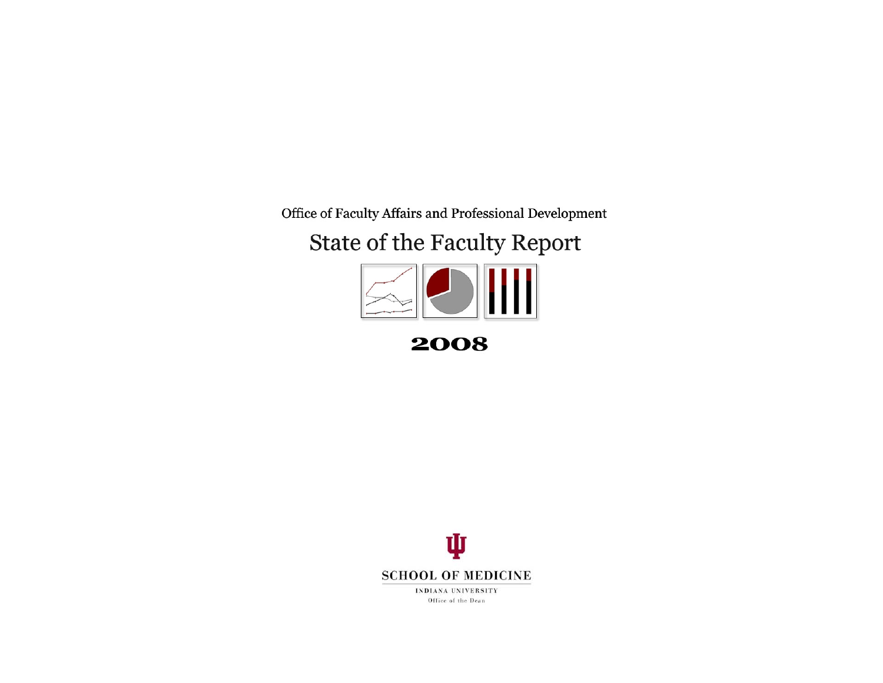Office of Faculty Affairs and Professional Development

# State of the Faculty Report

# 2008

SCHOOL OF MEDICINE

INDIANA UNIVERSITY

Office of the Dean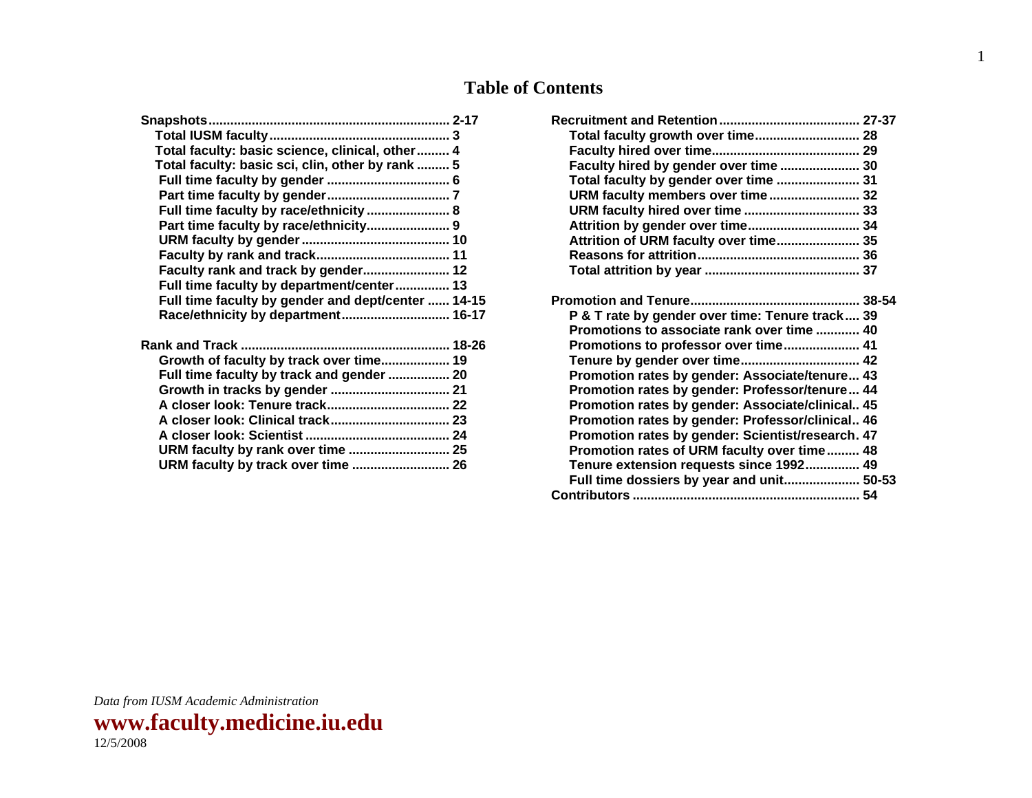# Table of Contents

**Snapshots** .......... 2-17
- Total IUSM faculty .......... 3
- Total faculty: basic science, clinical, other .......... 4
- Total faculty: basic sci, clin, other by rank .......... 5
- Full time faculty by gender .......... 6
- Part time faculty by gender .......... 7
- Full time faculty by race/ethnicity .......... 8
- Part time faculty by race/ethnicity .......... 9
- URM faculty by gender .......... 10
- Faculty by rank and track .......... 11
- Faculty rank and track by gender .......... 12
- Full time faculty by department/center .......... 13
- Full time faculty by gender and dept/center .......... 14-15
- Race/ethnicity by department .......... 16-17

**Rank and Track** .......... 18-26
- Growth of faculty by track over time .......... 19
- Full time faculty by track and gender .......... 20
- Growth in tracks by gender .......... 21
- A closer look: Tenure track .......... 22
- A closer look: Clinical track .......... 23
- A closer look: Scientist .......... 24
- URM faculty by rank over time .......... 25
- URM faculty by track over time .......... 26

**Recruitment and Retention** .......... 27-37
- Total faculty growth over time .......... 28
- Faculty hired over time .......... 29
- Faculty hired by gender over time .......... 30
- Total faculty by gender over time .......... 31
- URM faculty members over time .......... 32
- URM faculty hired over time .......... 33
- Attrition by gender over time .......... 34
- Attrition of URM faculty over time .......... 35
- Reasons for attrition .......... 36
- Total attrition by year .......... 37

**Promotion and Tenure** .......... 38-54
- P & T rate by gender over time: Tenure track .......... 39
- Promotions to associate rank over time .......... 40
- Promotions to professor over time .......... 41
- Tenure by gender over time .......... 42
- Promotion rates by gender: Associate/tenure .......... 43
- Promotion rates by gender: Professor/tenure .......... 44
- Promotion rates by gender: Associate/clinical .......... 45
- Promotion rates by gender: Professor/clinical .......... 46
- Promotion rates by gender: Scientist/research .......... 47
- Promotion rates of URM faculty over time .......... 48
- Tenure extension requests since 1992 .......... 49
- Full time dossiers by year and unit .......... 50-53

**Contributors** .......... 54

*Data from IUSM Academic Administration*

**www.faculty.medicine.iu.edu**

12/5/2008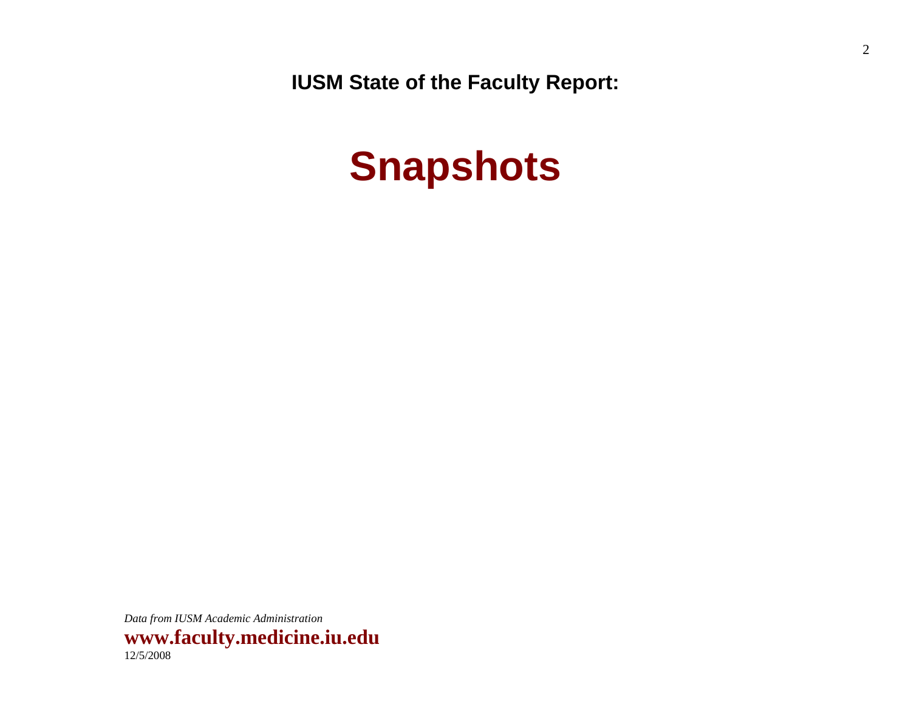**IUSM State of the Faculty Report:**

# Snapshots

*Data from IUSM Academic Administration*

**www.faculty.medicine.iu.edu**

12/5/2008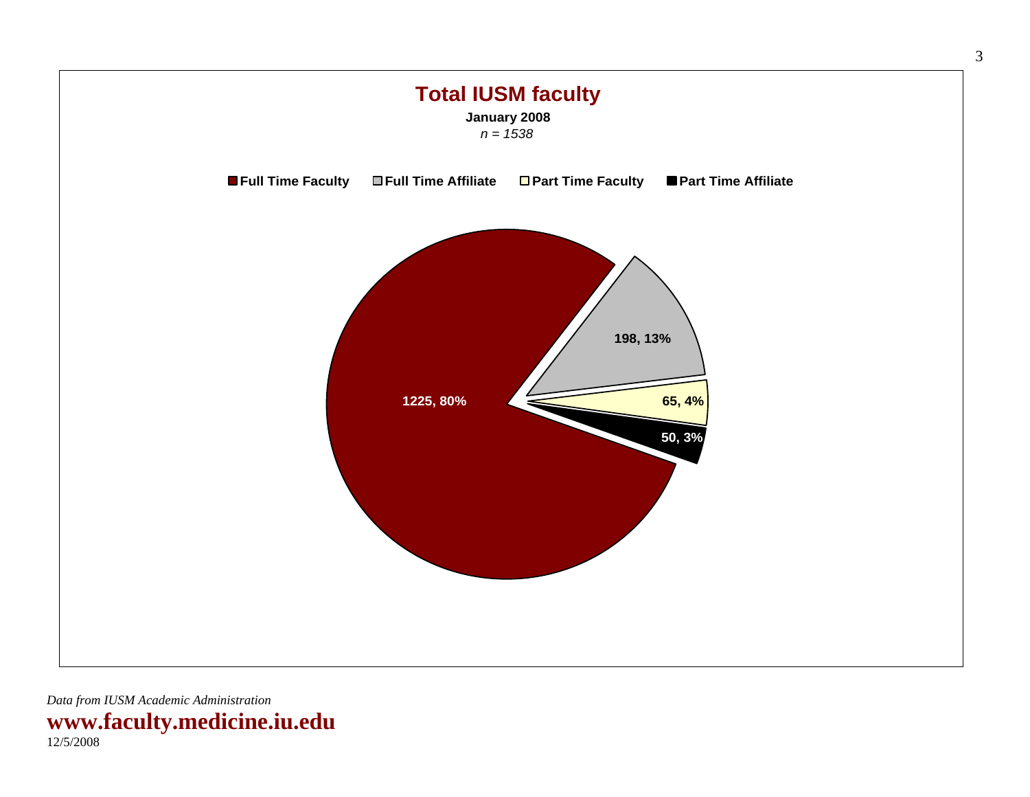# Total IUSM faculty

**January 2008**

*n = 1538*

| Category | Count | Percent |
|---|---|---|
| Full Time Faculty | 1225 | 80% |
| Full Time Affiliate | 198 | 13% |
| Part Time Faculty | 65 | 4% |
| Part Time Affiliate | 50 | 3% |

*Data from IUSM Academic Administration*

**www.faculty.medicine.iu.edu**

12/5/2008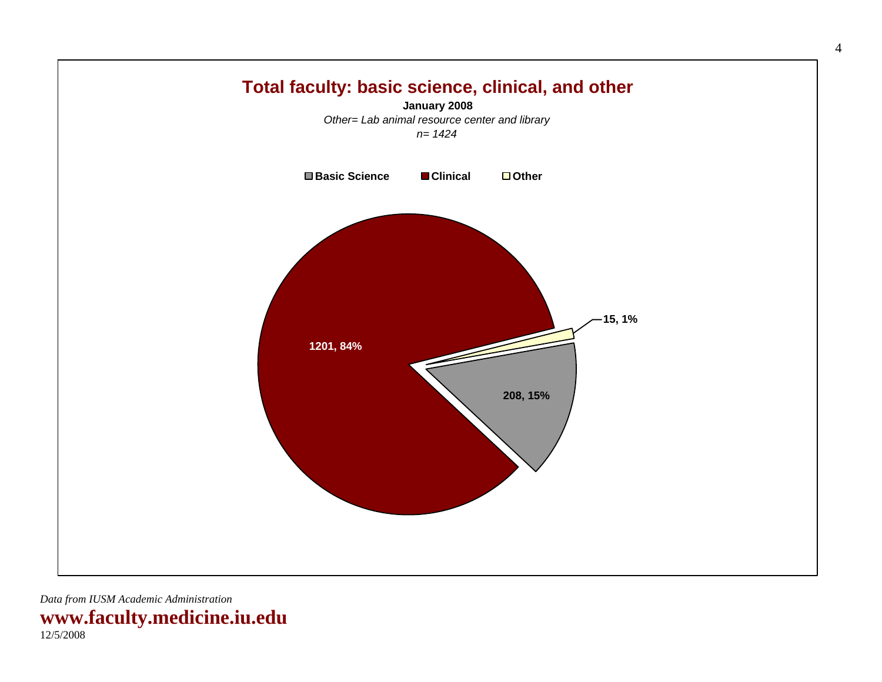## Total faculty: basic science, clinical, and other

**January 2008**

*Other= Lab animal resource center and library*

*n= 1424*

| Category | Count | Percent |
|---|---|---|
| Basic Science | 208 | 15% |
| Clinical | 1201 | 84% |
| Other | 15 | 1% |

*Data from IUSM Academic Administration*

**www.faculty.medicine.iu.edu**

12/5/2008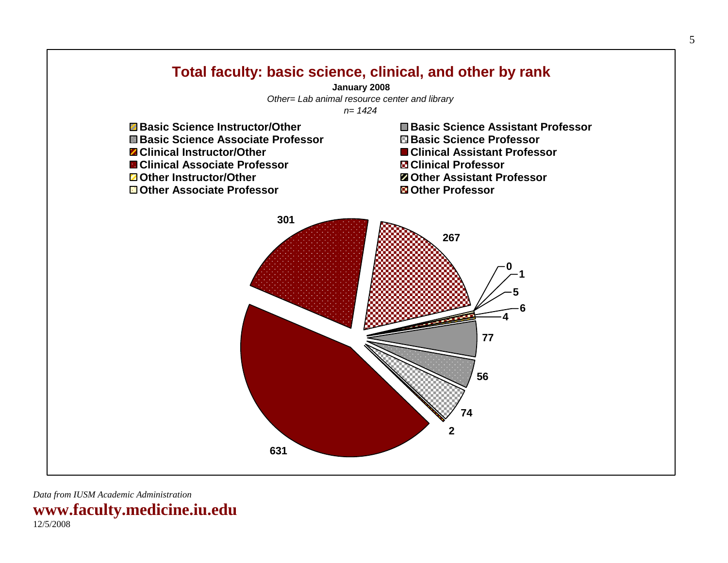## Total faculty: basic science, clinical, and other by rank

**January 2008**

*Other= Lab animal resource center and library*

*n= 1424*

- Basic Science Instructor/Other
- Basic Science Assistant Professor
- Basic Science Associate Professor
- Basic Science Professor
- Clinical Instructor/Other
- Clinical Assistant Professor
- Clinical Associate Professor
- Clinical Professor
- Other Instructor/Other
- Other Assistant Professor
- Other Associate Professor
- Other Professor

301, 267, 0, 1, 5, 6, 4, 77, 56, 74, 2, 631

*Data from IUSM Academic Administration*

**www.faculty.medicine.iu.edu**

12/5/2008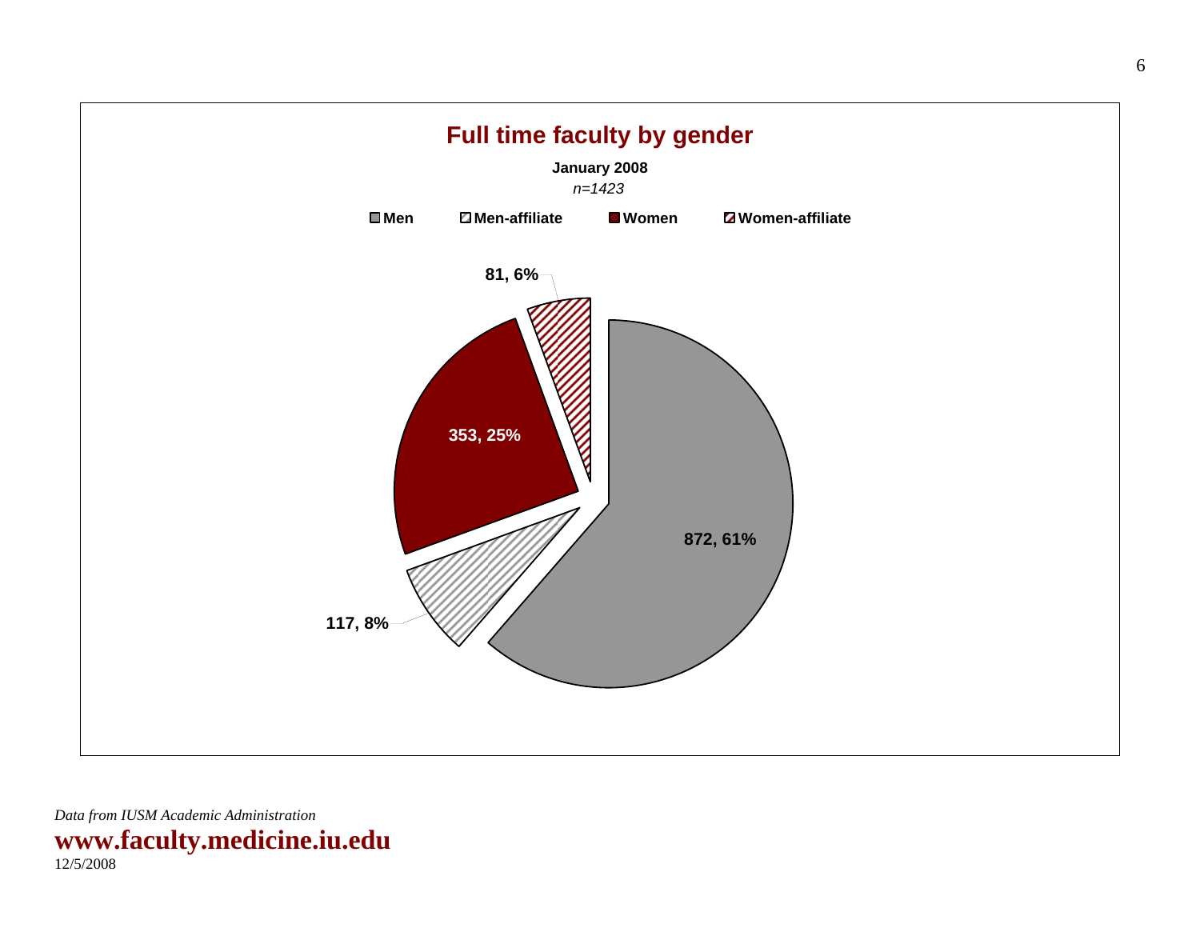## Full time faculty by gender

**January 2008**

*n=1423*

| Category | Count | Percent |
| --- | --- | --- |
| Men | 872 | 61% |
| Men-affiliate | 117 | 8% |
| Women | 353 | 25% |
| Women-affiliate | 81 | 6% |

*Data from IUSM Academic Administration*

**www.faculty.medicine.iu.edu**

12/5/2008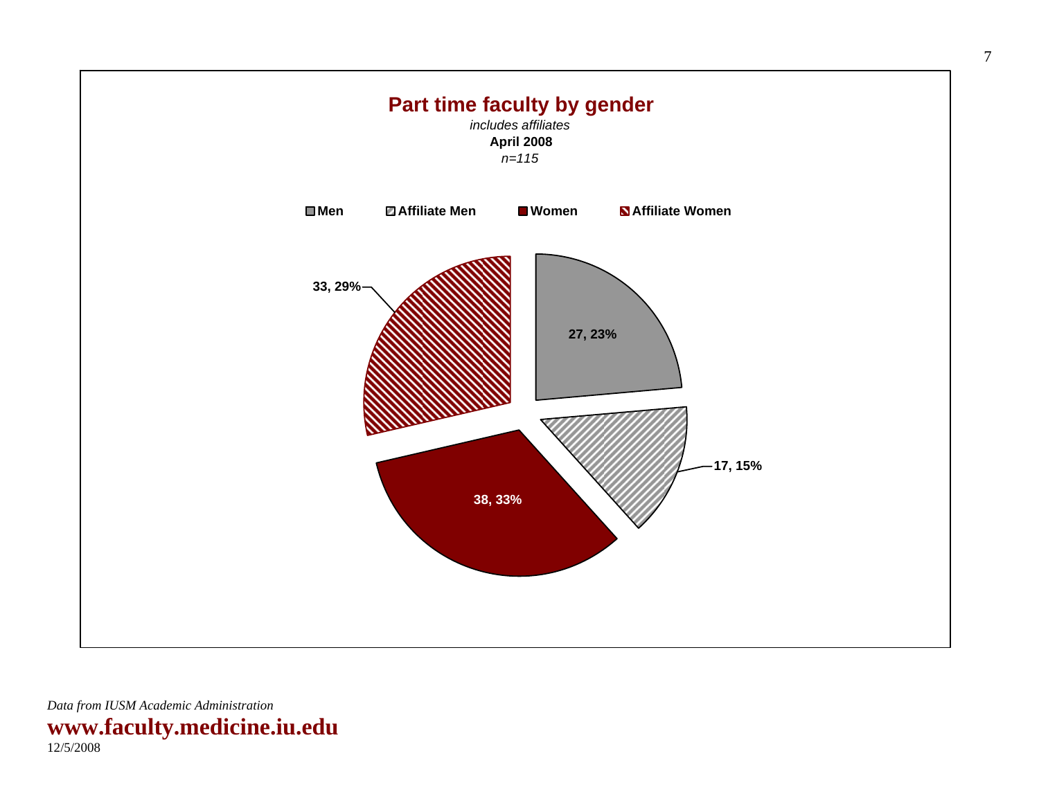## Part time faculty by gender

*includes affiliates*

**April 2008**

*n=115*

| Category | Count | Percent |
|---|---|---|
| Men | 27 | 23% |
| Affiliate Men | 17 | 15% |
| Women | 38 | 33% |
| Affiliate Women | 33 | 29% |

*Data from IUSM Academic Administration*

**www.faculty.medicine.iu.edu**

12/5/2008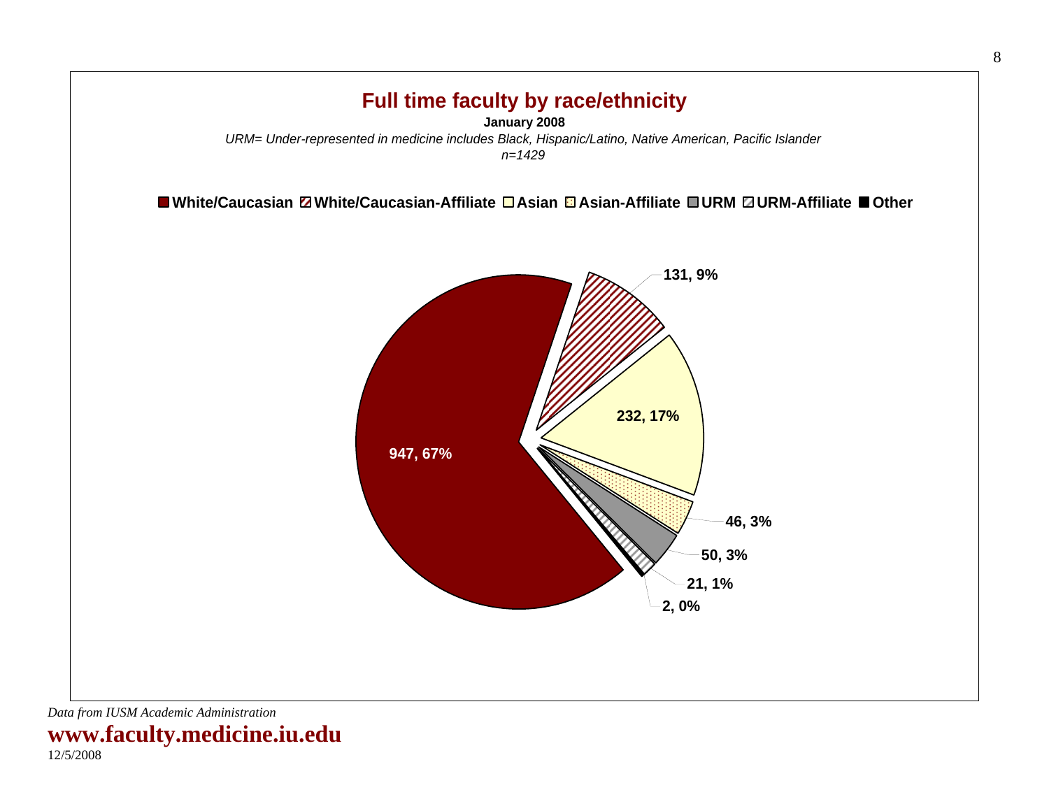## Full time faculty by race/ethnicity

**January 2008**

*URM= Under-represented in medicine includes Black, Hispanic/Latino, Native American, Pacific Islander*

*n=1429*

| Category | Count | Percent |
|---|---|---|
| White/Caucasian | 947 | 67% |
| White/Caucasian-Affiliate | 131 | 9% |
| Asian | 232 | 17% |
| Asian-Affiliate | 46 | 3% |
| URM | 50 | 3% |
| URM-Affiliate | 21 | 1% |
| Other | 2 | 0% |

*Data from IUSM Academic Administration*

**www.faculty.medicine.iu.edu**

12/5/2008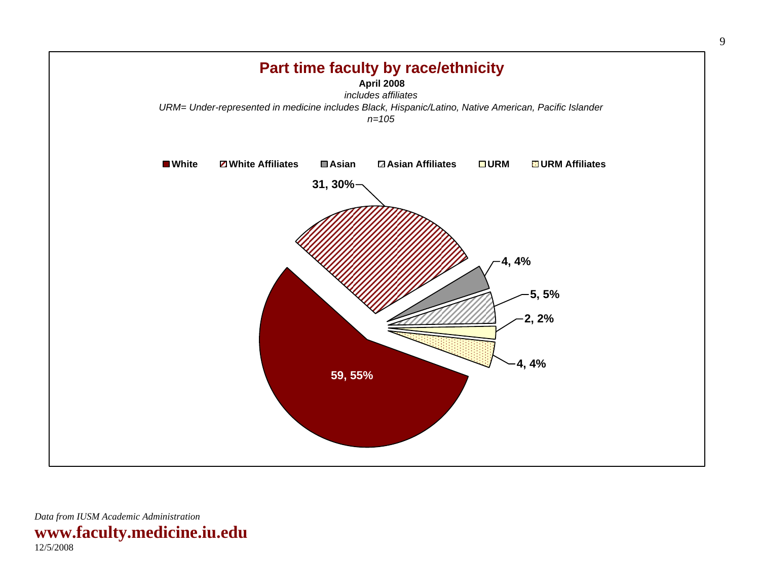## Part time faculty by race/ethnicity

**April 2008**

*includes affiliates*

*URM= Under-represented in medicine includes Black, Hispanic/Latino, Native American, Pacific Islander*

*n=105*

| Category | Count | Percent |
| --- | --- | --- |
| White | 59 | 55% |
| White Affiliates | 31 | 30% |
| Asian | 4 | 4% |
| Asian Affiliates | 5 | 5% |
| URM | 2 | 2% |
| URM Affiliates | 4 | 4% |

*Data from IUSM Academic Administration*

**www.faculty.medicine.iu.edu**

12/5/2008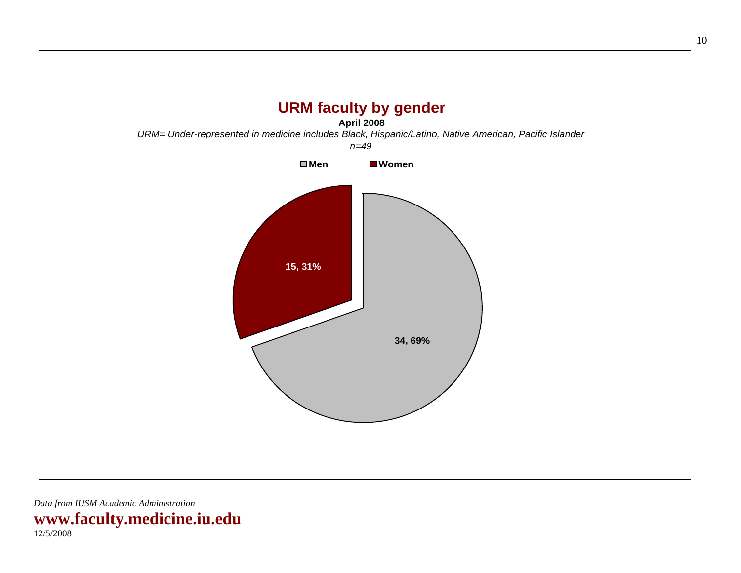## URM faculty by gender

**April 2008**

*URM= Under-represented in medicine includes Black, Hispanic/Latino, Native American, Pacific Islander*

*n=49*

| Gender | Count | Percent |
|---|---|---|
| Men | 34 | 69% |
| Women | 15 | 31% |

*Data from IUSM Academic Administration*

**www.faculty.medicine.iu.edu**

12/5/2008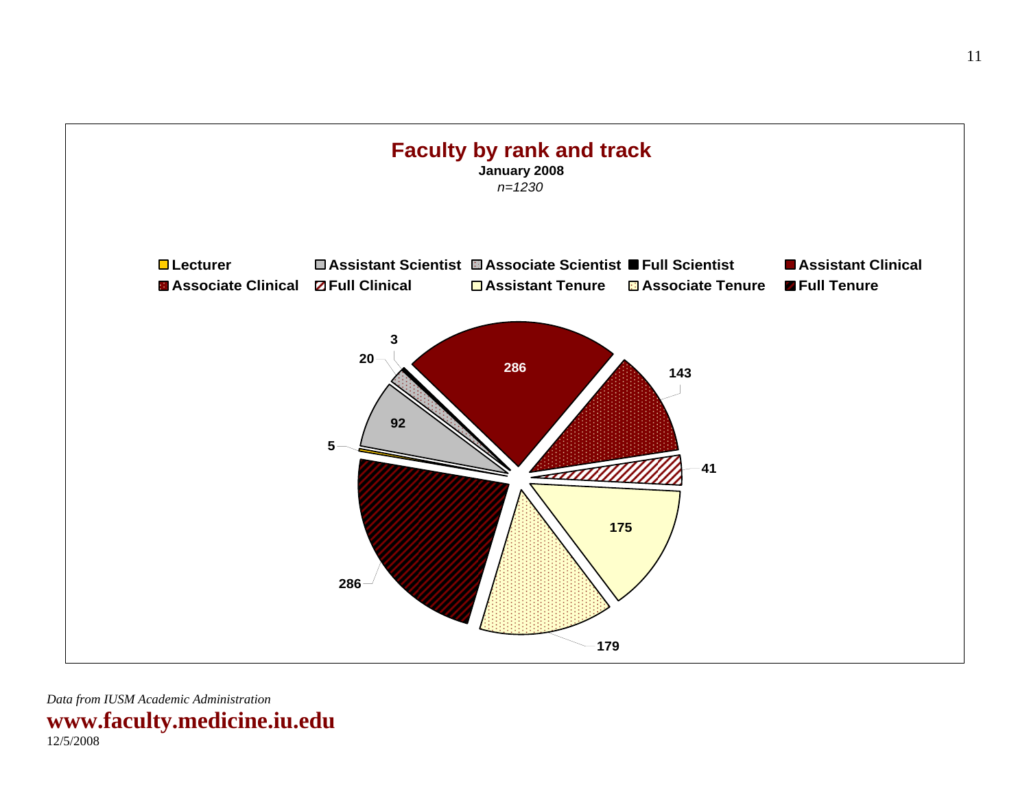## Faculty by rank and track

**January 2008**

*n=1230*

| Rank and track | Count |
|---|---|
| Lecturer | 5 |
| Assistant Scientist | 92 |
| Associate Scientist | 20 |
| Full Scientist | 3 |
| Assistant Clinical | 286 |
| Associate Clinical | 143 |
| Full Clinical | 41 |
| Assistant Tenure | 175 |
| Associate Tenure | 179 |
| Full Tenure | 286 |

*Data from IUSM Academic Administration*

**www.faculty.medicine.iu.edu**

12/5/2008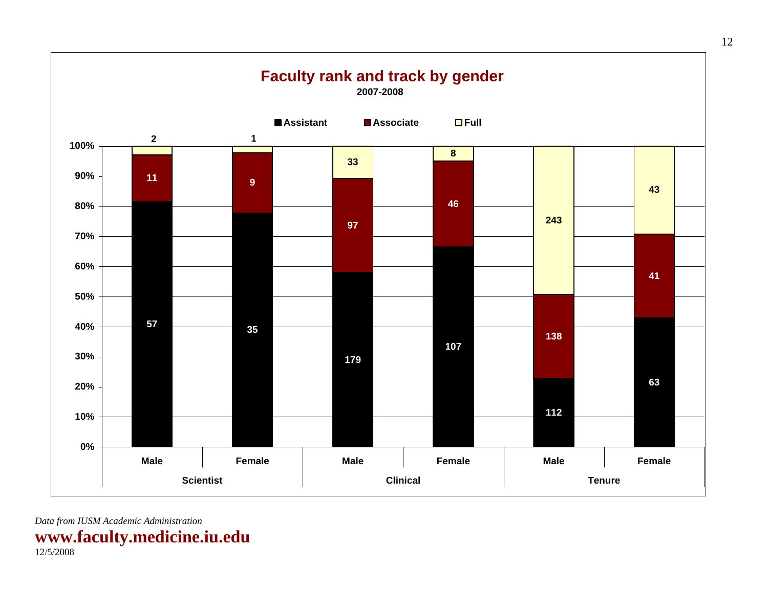## Faculty rank and track by gender

**2007-2008**

| Track | Gender | Assistant | Associate | Full |
|---|---|---|---|---|
| Scientist | Male | 57 | 11 | 2 |
| Scientist | Female | 35 | 9 | 1 |
| Clinical | Male | 179 | 97 | 33 |
| Clinical | Female | 107 | 46 | 8 |
| Tenure | Male | 112 | 138 | 243 |
| Tenure | Female | 63 | 41 | 43 |

*Data from IUSM Academic Administration*

**www.faculty.medicine.iu.edu**

12/5/2008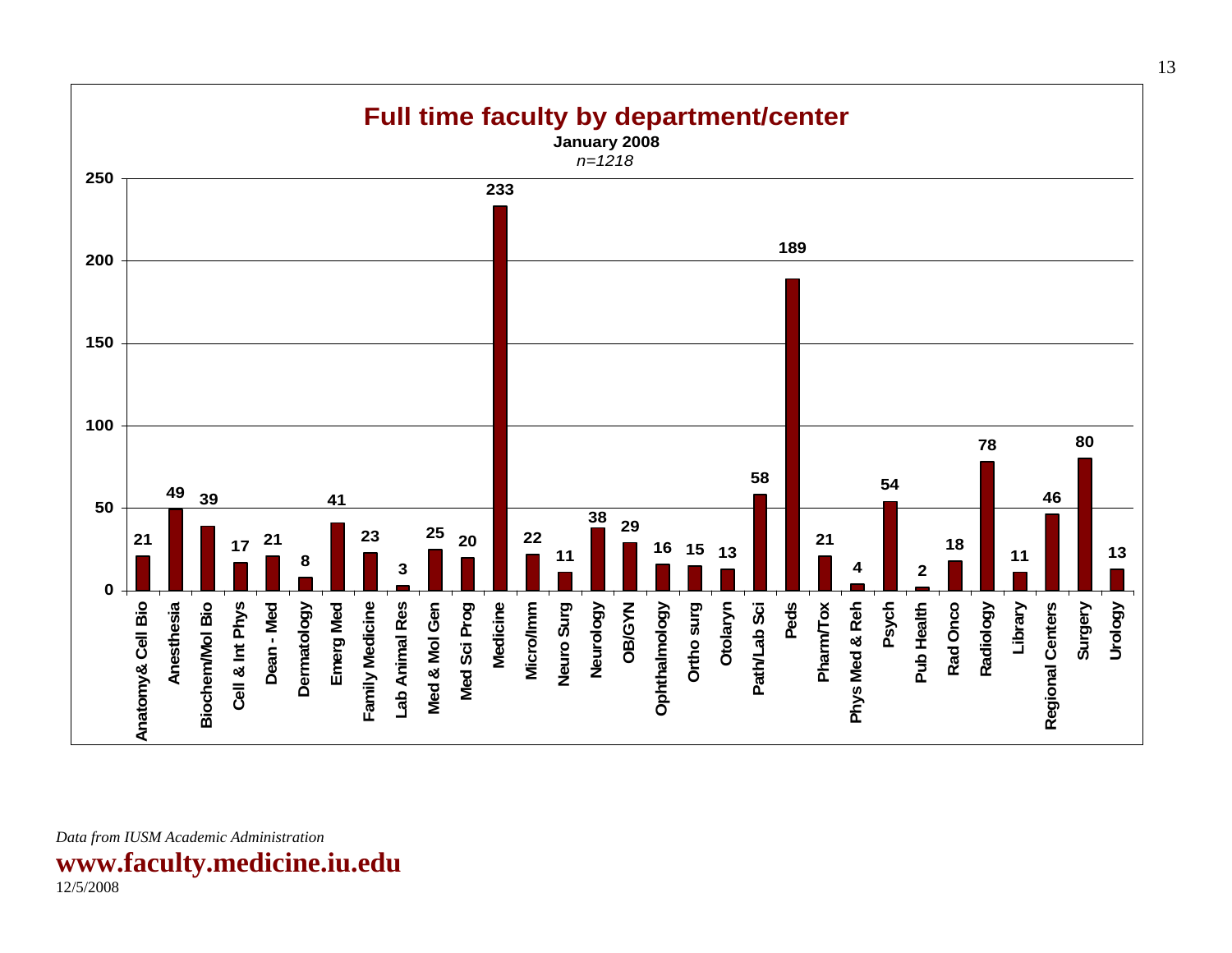## Full time faculty by department/center

**January 2008**

*n=1218*

| Department/Center | Full time faculty |
|---|---|
| Anatomy& Cell Bio | 21 |
| Anesthesia | 49 |
| Biochem/Mol Bio | 39 |
| Cell & Int Phys | 17 |
| Dean - Med | 21 |
| Dermatology | 8 |
| Emerg Med | 41 |
| Family Medicine | 23 |
| Lab Animal Res | 3 |
| Med & Mol Gen | 25 |
| Med Sci Prog | 20 |
| Medicine | 233 |
| Micro/Imm | 22 |
| Neuro Surg | 11 |
| Neurology | 38 |
| OB/GYN | 29 |
| Ophthalmology | 16 |
| Ortho surg | 15 |
| Otolaryn | 13 |
| Path/Lab Sci | 58 |
| Peds | 189 |
| Pharm/Tox | 21 |
| Phys Med & Reh | 4 |
| Psych | 54 |
| Pub Health | 2 |
| Rad Onco | 18 |
| Radiology | 78 |
| Library | 11 |
| Regional Centers | 46 |
| Surgery | 80 |
| Urology | 13 |

*Data from IUSM Academic Administration*

**www.faculty.medicine.iu.edu**

12/5/2008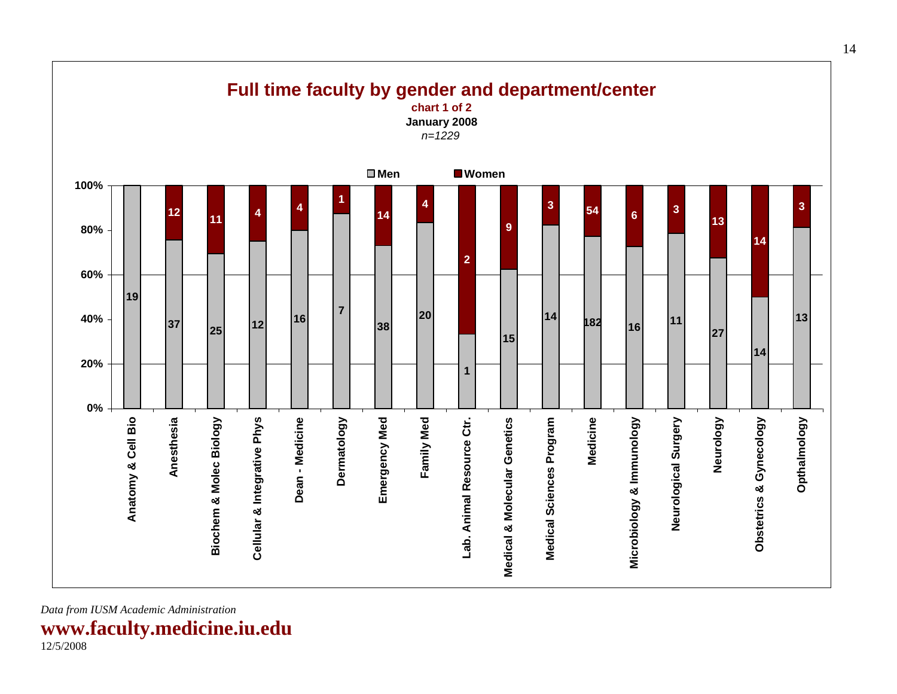# Full time faculty by gender and department/center

**chart 1 of 2**

**January 2008**

*n=1229*

| Department/Center | Men | Women |
|---|---|---|
| Anatomy & Cell Bio | 19 | |
| Anesthesia | 37 | 12 |
| Biochem & Molec Biology | 25 | 11 |
| Cellular & Integrative Phys | 12 | 4 |
| Dean - Medicine | 16 | 4 |
| Dermatology | 7 | 1 |
| Emergency Med | 38 | 14 |
| Family Med | 20 | 4 |
| Lab. Animal Resource Ctr. | 1 | 2 |
| Medical & Molecular Genetics | 15 | 9 |
| Medical Sciences Program | 14 | 3 |
| Medicine | 182 | 54 |
| Microbiology & Immunology | 16 | 6 |
| Neurological Surgery | 11 | 3 |
| Neurology | 27 | 13 |
| Obstetrics & Gynecology | 14 | 14 |
| Opthalmology | 13 | 3 |

*Data from IUSM Academic Administration*

**www.faculty.medicine.iu.edu**

12/5/2008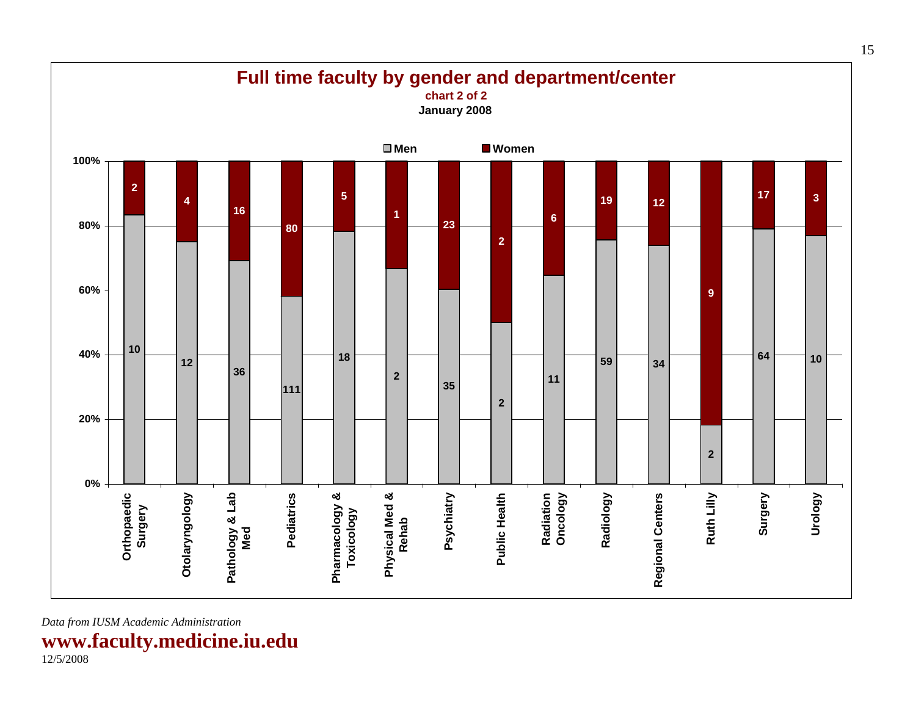## Full time faculty by gender and department/center

**chart 2 of 2**

**January 2008**

| Department/Center | Men | Women |
|---|---|---|
| Orthopaedic Surgery | 10 | 2 |
| Otolaryngology | 12 | 4 |
| Pathology & Lab Med | 36 | 16 |
| Pediatrics | 111 | 80 |
| Pharmacology & Toxicology | 18 | 5 |
| Physical Med & Rehab | 2 | 1 |
| Psychiatry | 35 | 23 |
| Public Health | 2 | 2 |
| Radiation Oncology | 11 | 6 |
| Radiology | 59 | 19 |
| Regional Centers | 34 | 12 |
| Ruth Lilly | 2 | 9 |
| Surgery | 64 | 17 |
| Urology | 10 | 3 |

*Data from IUSM Academic Administration*

**www.faculty.medicine.iu.edu**

12/5/2008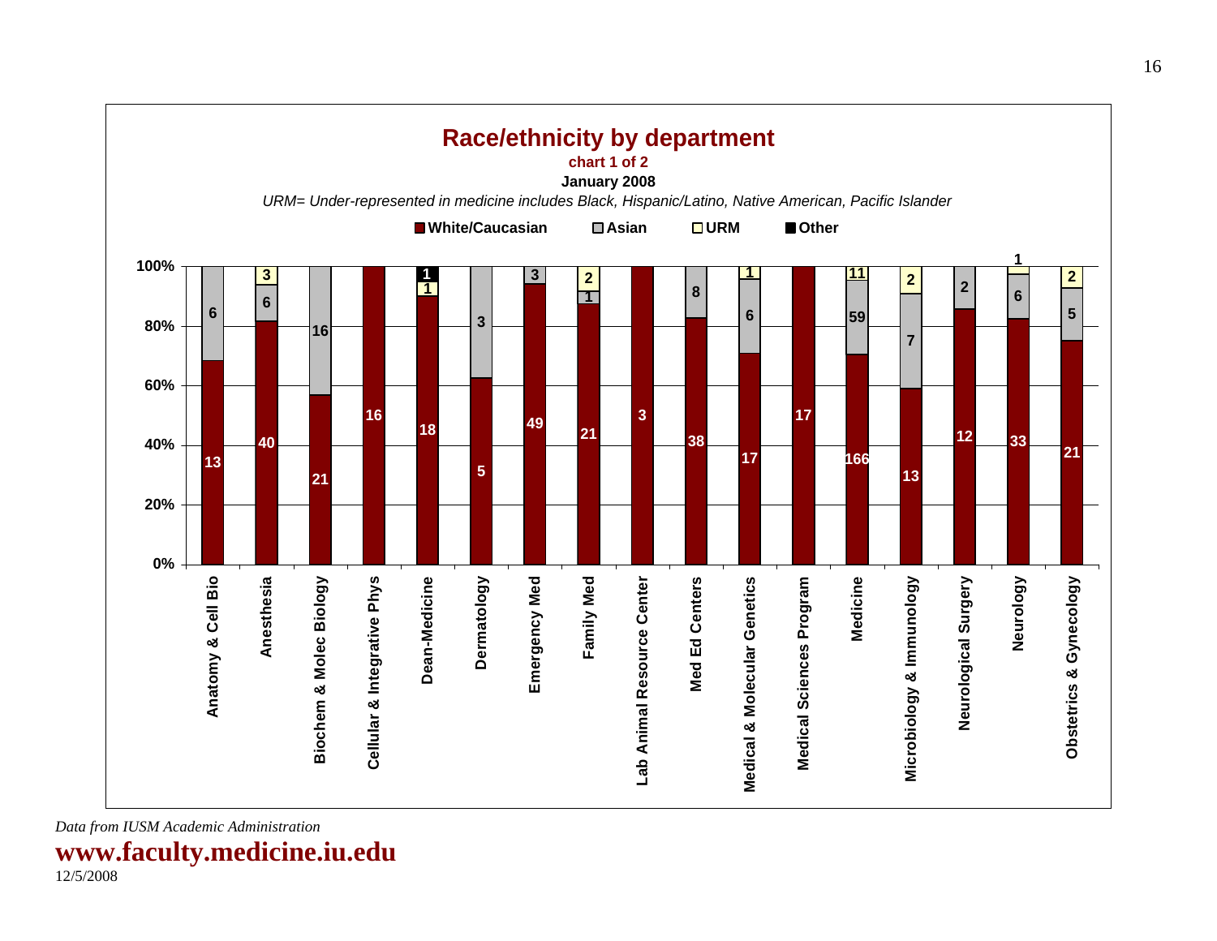## Race/ethnicity by department

**chart 1 of 2**

**January 2008**

*URM= Under-represented in medicine includes Black, Hispanic/Latino, Native American, Pacific Islander*

| Department | White/Caucasian | Asian | URM | Other |
|---|---|---|---|---|
| Anatomy & Cell Bio | 13 | 6 | | |
| Anesthesia | 40 | 6 | 3 | |
| Biochem & Molec Biology | 21 | 16 | | |
| Cellular & Integrative Phys | 16 | | | |
| Dean-Medicine | 18 | | 1 | 1 |
| Dermatology | 5 | 3 | | |
| Emergency Med | 49 | 3 | | |
| Family Med | 21 | 1 | 2 | |
| Lab Animal Resource Center | 3 | | | |
| Med Ed Centers | 38 | 8 | | |
| Medical & Molecular Genetics | 17 | 6 | 1 | |
| Medical Sciences Program | 17 | | | |
| Medicine | 166 | 59 | 11 | |
| Microbiology & Immunology | 13 | 7 | 2 | |
| Neurological Surgery | 12 | 2 | | |
| Neurology | 33 | 6 | 1 | |
| Obstetrics & Gynecology | 21 | 5 | 2 | |

*Data from IUSM Academic Administration*

**www.faculty.medicine.iu.edu**

12/5/2008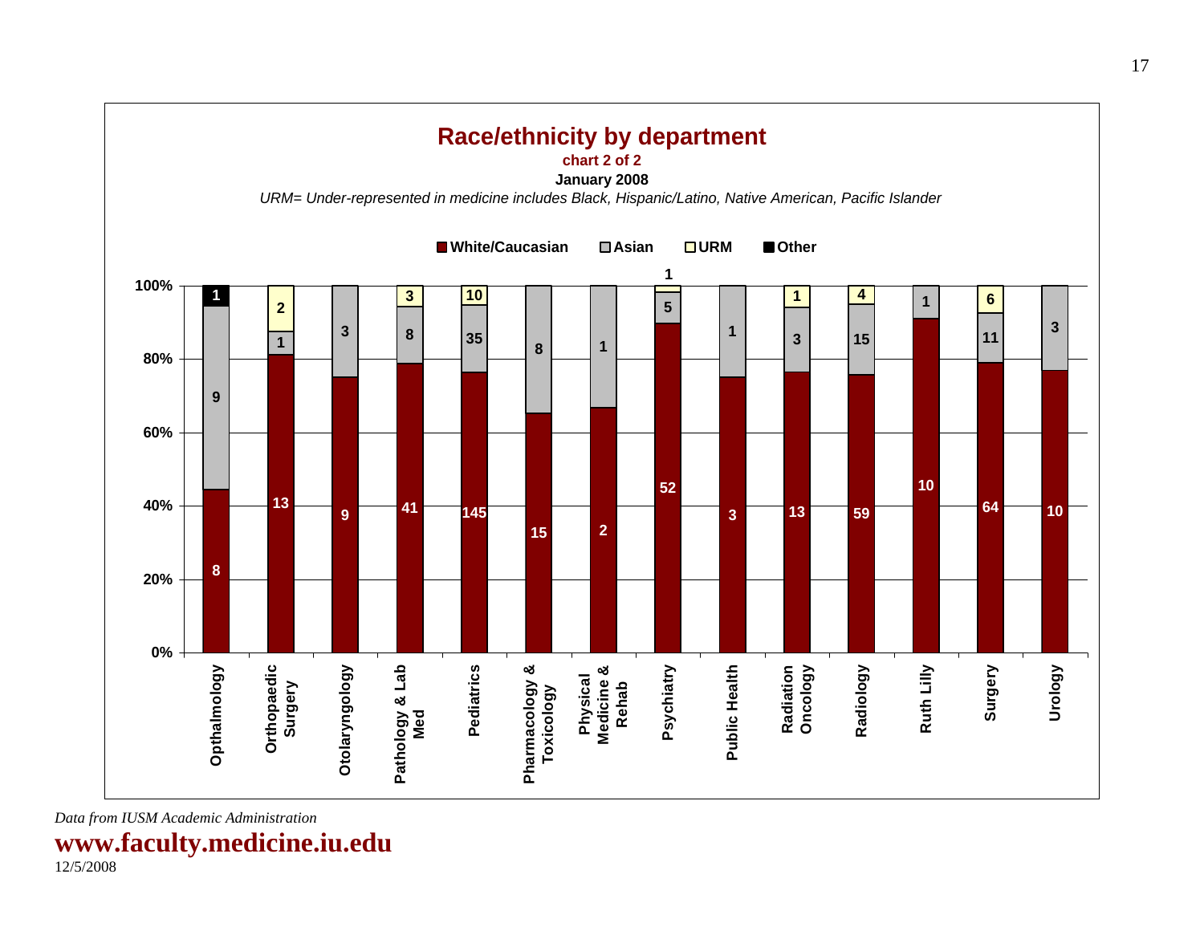## Race/ethnicity by department

chart 2 of 2

**January 2008**

*URM= Under-represented in medicine includes Black, Hispanic/Latino, Native American, Pacific Islander*

| Department | White/Caucasian | Asian | URM | Other |
|---|---|---|---|---|
| Opthalmology | 8 | 9 | | 1 |
| Orthopaedic Surgery | 13 | 1 | 2 | |
| Otolaryngology | 9 | 3 | | |
| Pathology & Lab Med | 41 | 8 | 3 | |
| Pediatrics | 145 | 35 | 10 | |
| Pharmacology & Toxicology | 15 | 8 | | |
| Physical Medicine & Rehab | 2 | 1 | | |
| Psychiatry | 52 | 5 | 1 | |
| Public Health | 3 | 1 | | |
| Radiation Oncology | 13 | 3 | 1 | |
| Radiology | 59 | 15 | 4 | |
| Ruth Lilly | 10 | 1 | | |
| Surgery | 64 | 11 | 6 | |
| Urology | 10 | 3 | | |

*Data from IUSM Academic Administration*

**www.faculty.medicine.iu.edu**

12/5/2008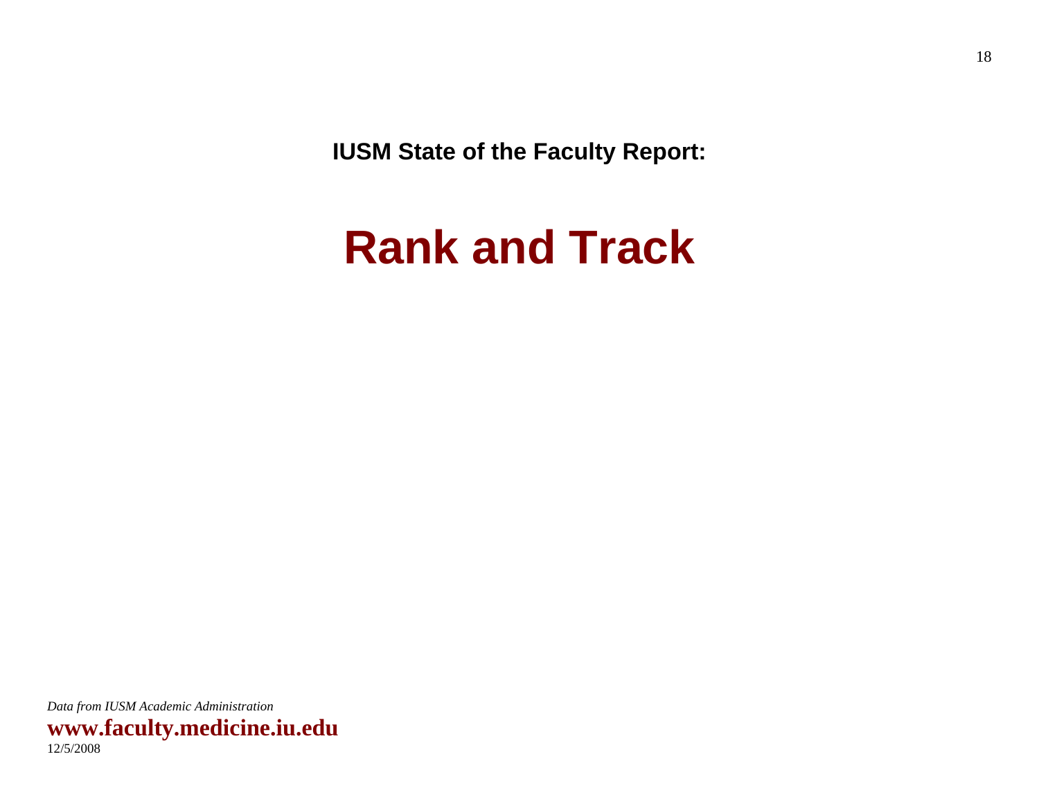**IUSM State of the Faculty Report:**

# Rank and Track

*Data from IUSM Academic Administration*

**www.faculty.medicine.iu.edu**

12/5/2008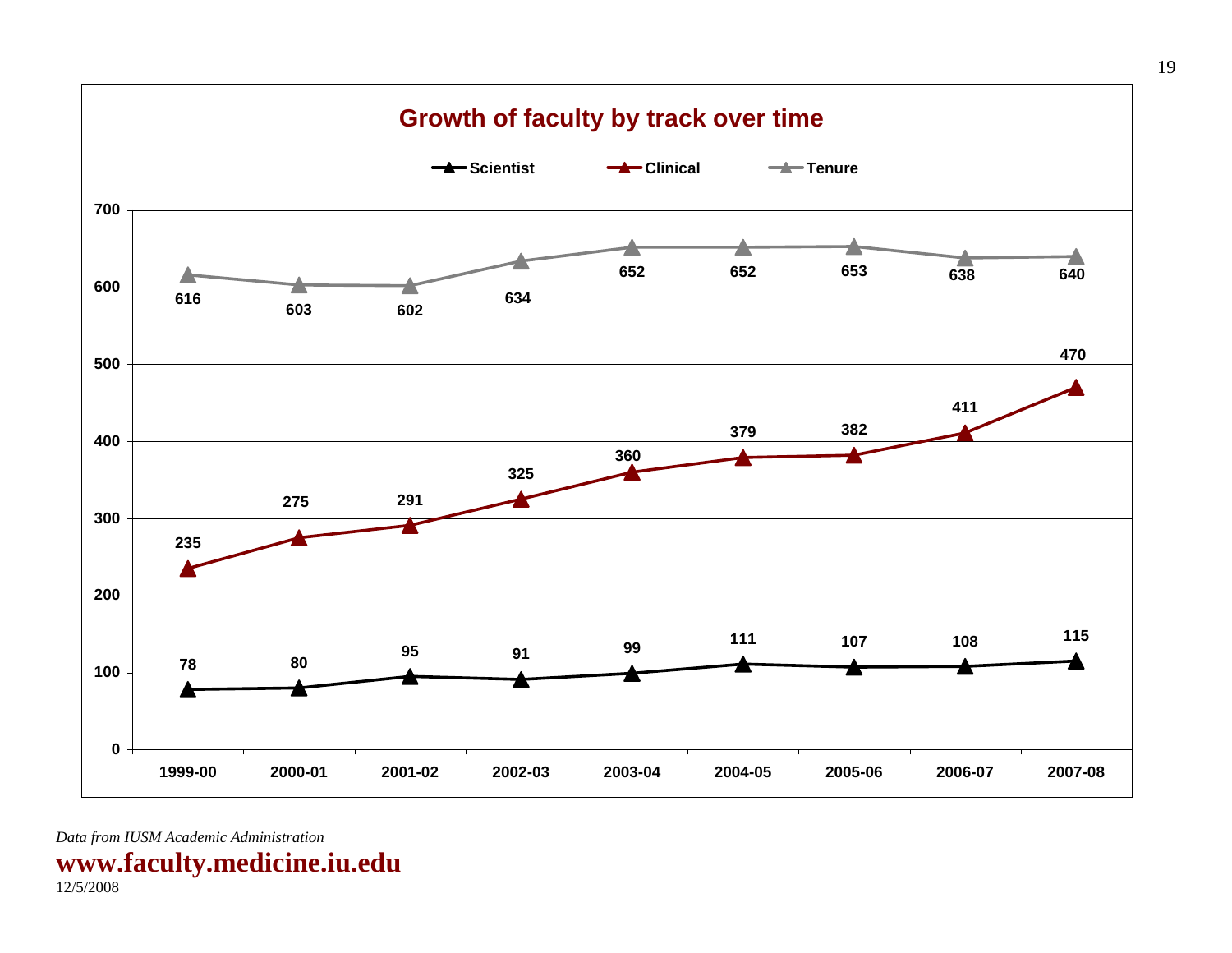## Growth of faculty by track over time

| Track | 1999-00 | 2000-01 | 2001-02 | 2002-03 | 2003-04 | 2004-05 | 2005-06 | 2006-07 | 2007-08 |
|---|---|---|---|---|---|---|---|---|---|
| Scientist | 78 | 80 | 95 | 91 | 99 | 111 | 107 | 108 | 115 |
| Clinical | 235 | 275 | 291 | 325 | 360 | 379 | 382 | 411 | 470 |
| Tenure | 616 | 603 | 602 | 634 | 652 | 652 | 653 | 638 | 640 |

*Data from IUSM Academic Administration*

**www.faculty.medicine.iu.edu**

12/5/2008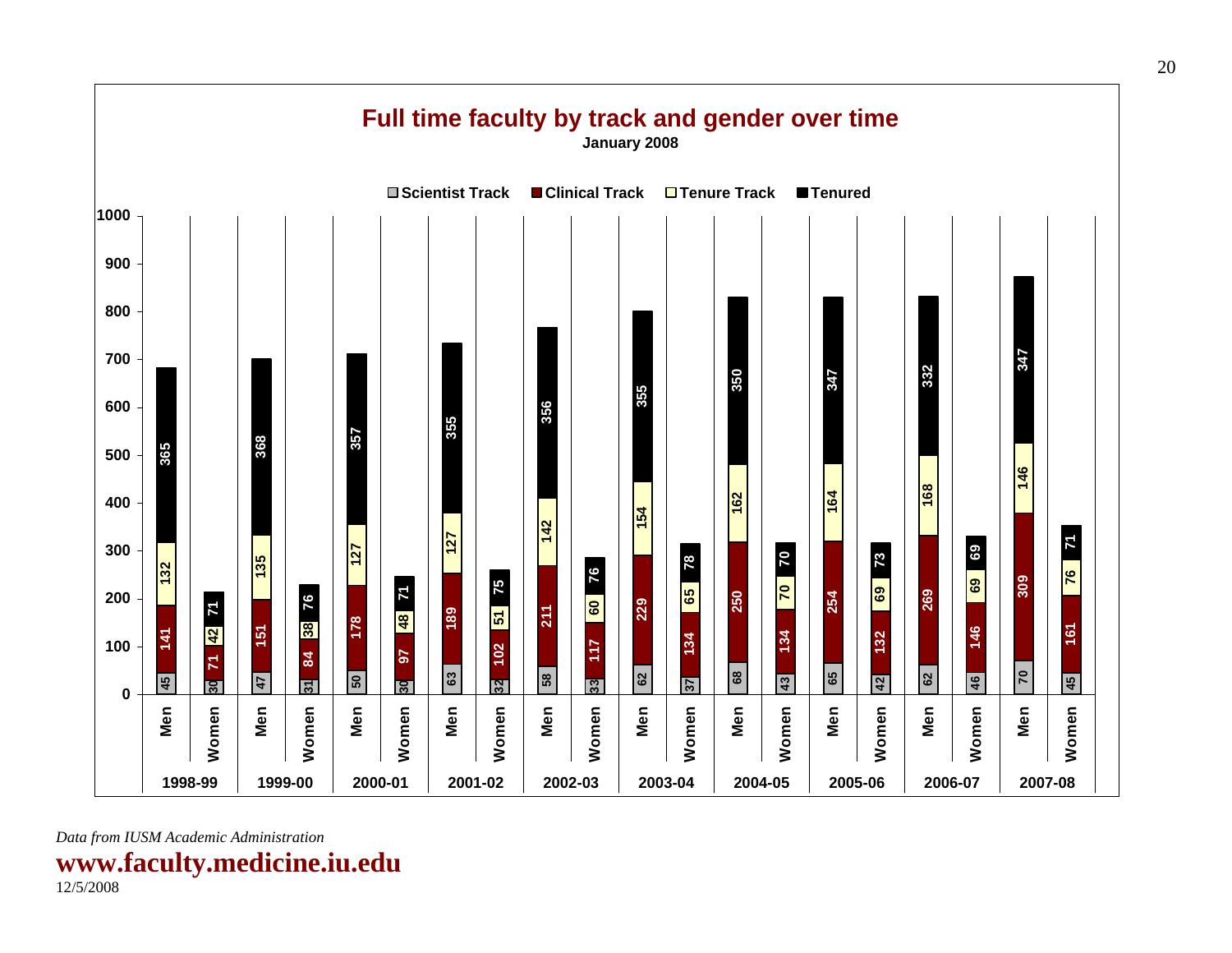# Full time faculty by track and gender over time

**January 2008**

| Year | Gender | Scientist Track | Clinical Track | Tenure Track | Tenured |
|---|---|---|---|---|---|
| 1998-99 | Men | 45 | 141 | 132 | 365 |
| 1998-99 | Women | 30 | 71 | 42 | 71 |
| 1999-00 | Men | 47 | 151 | 135 | 368 |
| 1999-00 | Women | 31 | 84 | 38 | 76 |
| 2000-01 | Men | 50 | 178 | 127 | 357 |
| 2000-01 | Women | 30 | 97 | 48 | 71 |
| 2001-02 | Men | 63 | 189 | 127 | 355 |
| 2001-02 | Women | 32 | 102 | 51 | 75 |
| 2002-03 | Men | 58 | 211 | 142 | 356 |
| 2002-03 | Women | 33 | 117 | 60 | 76 |
| 2003-04 | Men | 62 | 229 | 154 | 355 |
| 2003-04 | Women | 37 | 134 | 65 | 78 |
| 2004-05 | Men | 68 | 250 | 162 | 350 |
| 2004-05 | Women | 43 | 134 | 70 | 70 |
| 2005-06 | Men | 65 | 254 | 164 | 347 |
| 2005-06 | Women | 42 | 132 | 69 | 73 |
| 2006-07 | Men | 62 | 269 | 168 | 332 |
| 2006-07 | Women | 46 | 146 | 69 | 69 |
| 2007-08 | Men | 70 | 309 | 146 | 347 |
| 2007-08 | Women | 45 | 161 | 76 | 71 |

*Data from IUSM Academic Administration*

**www.faculty.medicine.iu.edu**

12/5/2008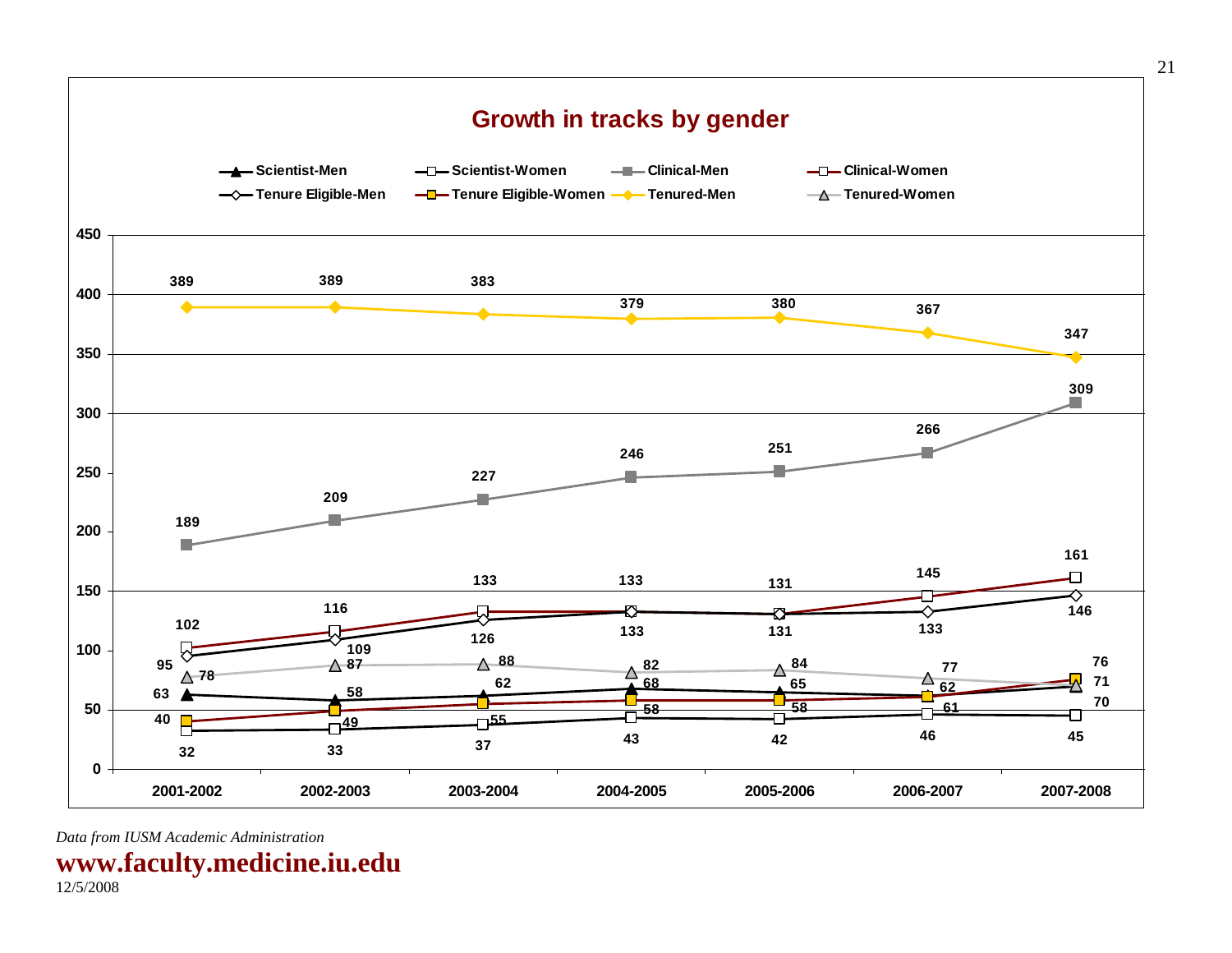## Growth in tracks by gender

| Track | 2001-2002 | 2002-2003 | 2003-2004 | 2004-2005 | 2005-2006 | 2006-2007 | 2007-2008 |
|---|---|---|---|---|---|---|---|
| Scientist-Men | 63 | 58 | 62 | 68 | 65 | 62 | 70 |
| Scientist-Women | 32 | 33 | 37 | 43 | 42 | 46 | 45 |
| Clinical-Men | 189 | 209 | 227 | 246 | 251 | 266 | 309 |
| Clinical-Women | 102 | 116 | 133 | 133 | 131 | 145 | 161 |
| Tenure Eligible-Men | 95 | 109 | 126 | 133 | 131 | 133 | 146 |
| Tenure Eligible-Women | 40 | 49 | 55 | 58 | 58 | 61 | 76 |
| Tenured-Men | 389 | 389 | 383 | 379 | 380 | 367 | 347 |
| Tenured-Women | 78 | 87 | 88 | 82 | 84 | 77 | 71 |

*Data from IUSM Academic Administration*

**www.faculty.medicine.iu.edu**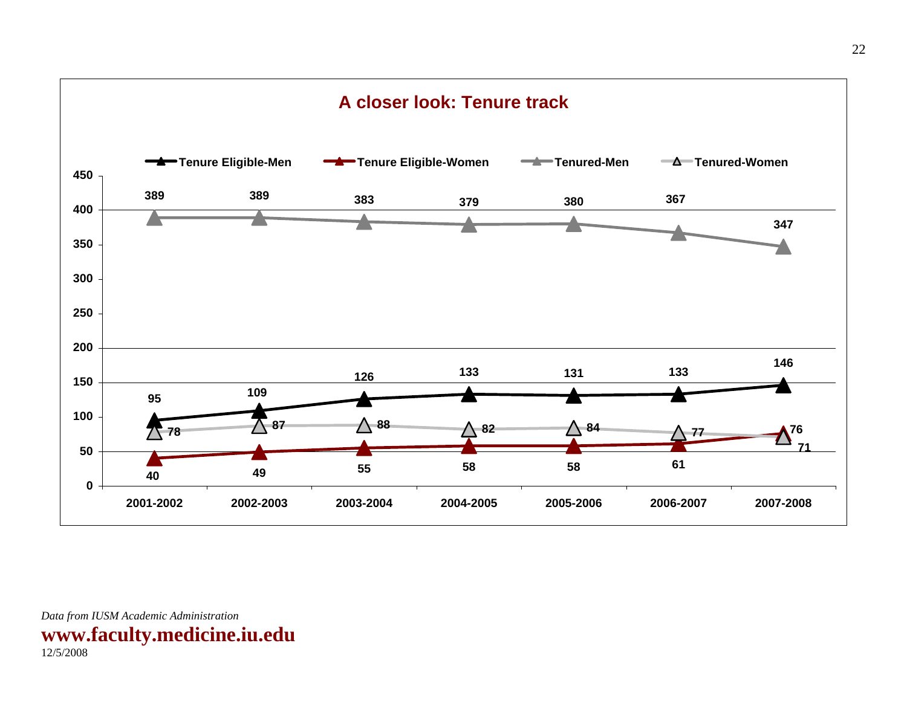## A closer look: Tenure track

| | 2001-2002 | 2002-2003 | 2003-2004 | 2004-2005 | 2005-2006 | 2006-2007 | 2007-2008 |
|---|---|---|---|---|---|---|---|
| Tenure Eligible-Men | 95 | 109 | 126 | 133 | 131 | 133 | 146 |
| Tenure Eligible-Women | 40 | 49 | 55 | 58 | 58 | 61 | 76 |
| Tenured-Men | 389 | 389 | 383 | 379 | 380 | 367 | 347 |
| Tenured-Women | 78 | 87 | 88 | 82 | 84 | 77 | 71 |

*Data from IUSM Academic Administration*

**www.faculty.medicine.iu.edu**

12/5/2008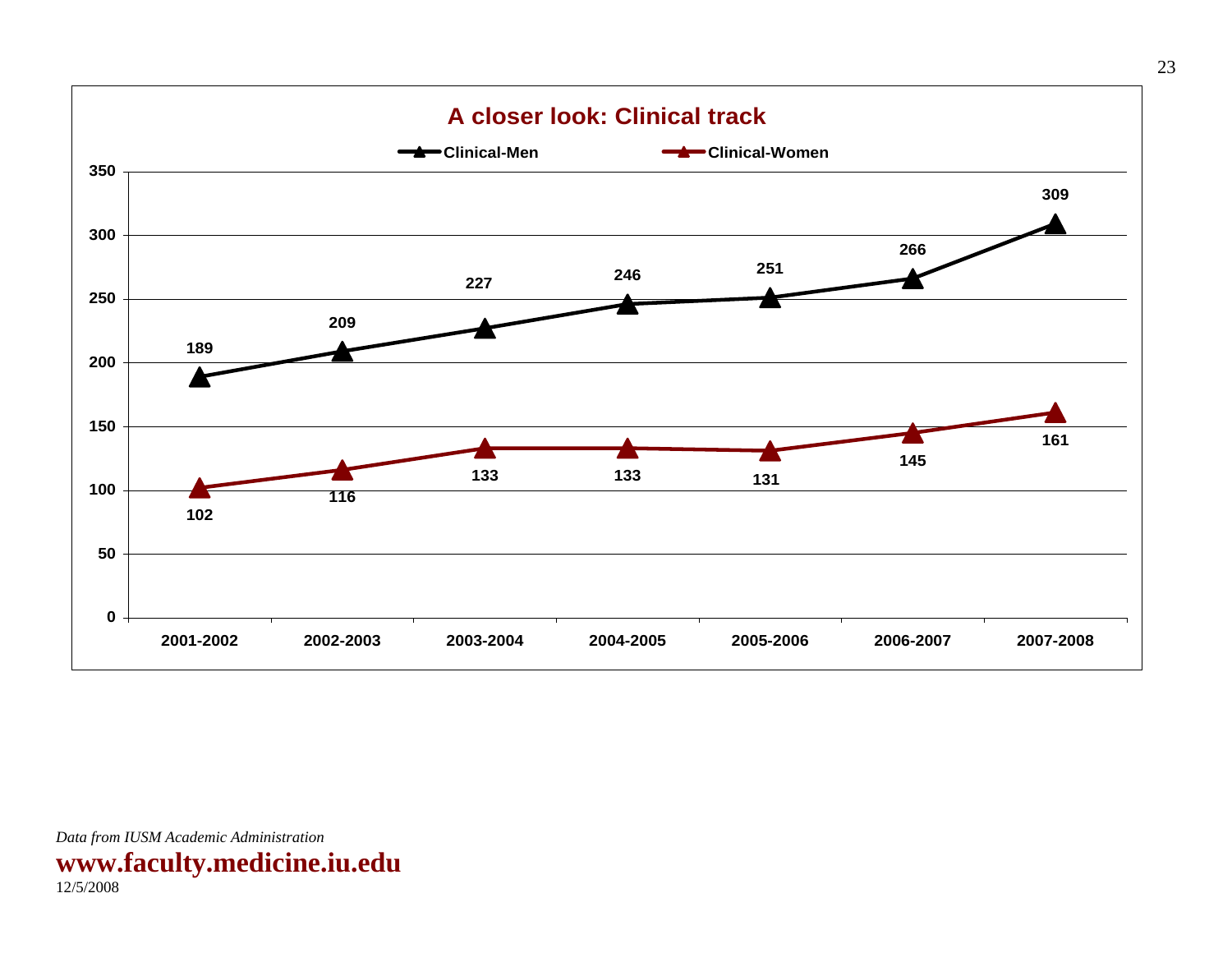## A closer look: Clinical track

| | 2001-2002 | 2002-2003 | 2003-2004 | 2004-2005 | 2005-2006 | 2006-2007 | 2007-2008 |
|---|---|---|---|---|---|---|---|
| Clinical-Men | 189 | 209 | 227 | 246 | 251 | 266 | 309 |
| Clinical-Women | 102 | 116 | 133 | 133 | 131 | 145 | 161 |

*Data from IUSM Academic Administration*

**www.faculty.medicine.iu.edu**

12/5/2008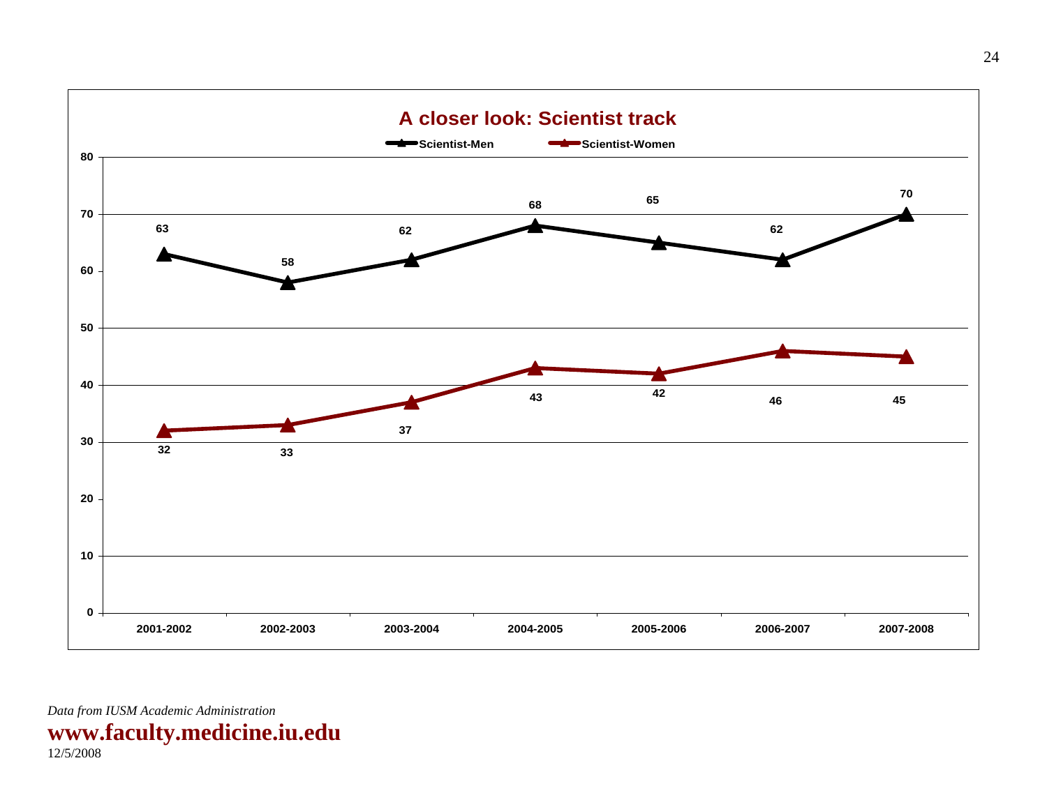## A closer look: Scientist track

| Year | Scientist-Men | Scientist-Women |
|---|---|---|
| 2001-2002 | 63 | 32 |
| 2002-2003 | 58 | 33 |
| 2003-2004 | 62 | 37 |
| 2004-2005 | 68 | 43 |
| 2005-2006 | 65 | 42 |
| 2006-2007 | 62 | 46 |
| 2007-2008 | 70 | 45 |

*Data from IUSM Academic Administration*

**www.faculty.medicine.iu.edu**

12/5/2008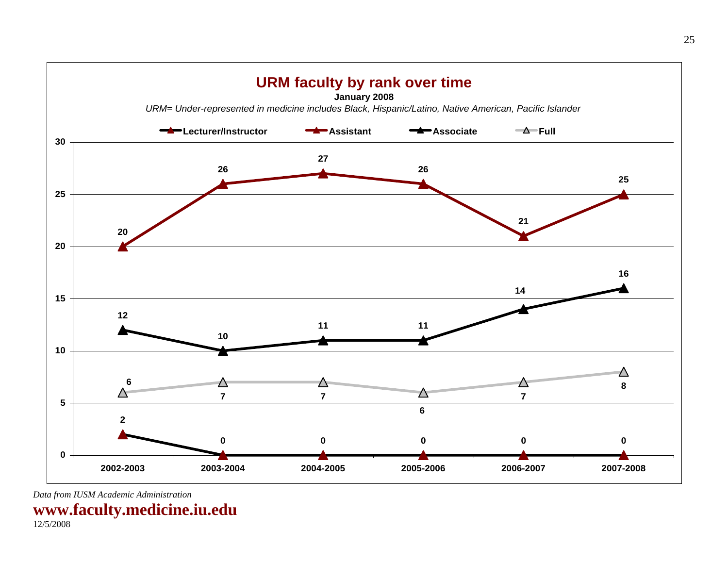## URM faculty by rank over time

**January 2008**

*URM= Under-represented in medicine includes Black, Hispanic/Latino, Native American, Pacific Islander*

| Rank | 2002-2003 | 2003-2004 | 2004-2005 | 2005-2006 | 2006-2007 | 2007-2008 |
|---|---|---|---|---|---|---|
| Lecturer/Instructor | 2 | 0 | 0 | 0 | 0 | 0 |
| Assistant | 20 | 26 | 27 | 26 | 21 | 25 |
| Associate | 12 | 10 | 11 | 11 | 14 | 16 |
| Full | 6 | 7 | 7 | 6 | 7 | 8 |

*Data from IUSM Academic Administration*

**www.faculty.medicine.iu.edu**

12/5/2008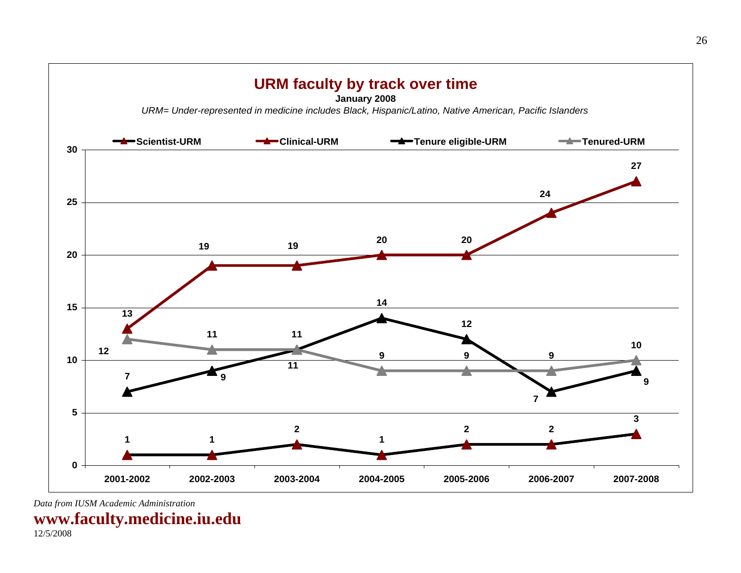## URM faculty by track over time

**January 2008**

*URM= Under-represented in medicine includes Black, Hispanic/Latino, Native American, Pacific Islanders*

| Track | 2001-2002 | 2002-2003 | 2003-2004 | 2004-2005 | 2005-2006 | 2006-2007 | 2007-2008 |
|---|---|---|---|---|---|---|---|
| Scientist-URM | 1 | 1 | 2 | 1 | 2 | 2 | 3 |
| Clinical-URM | 13 | 19 | 19 | 20 | 20 | 24 | 27 |
| Tenure eligible-URM | 7 | 9 | 11 | 14 | 12 | 7 | 9 |
| Tenured-URM | 12 | 11 | 11 | 9 | 9 | 9 | 10 |

*Data from IUSM Academic Administration*

**www.faculty.medicine.iu.edu**

12/5/2008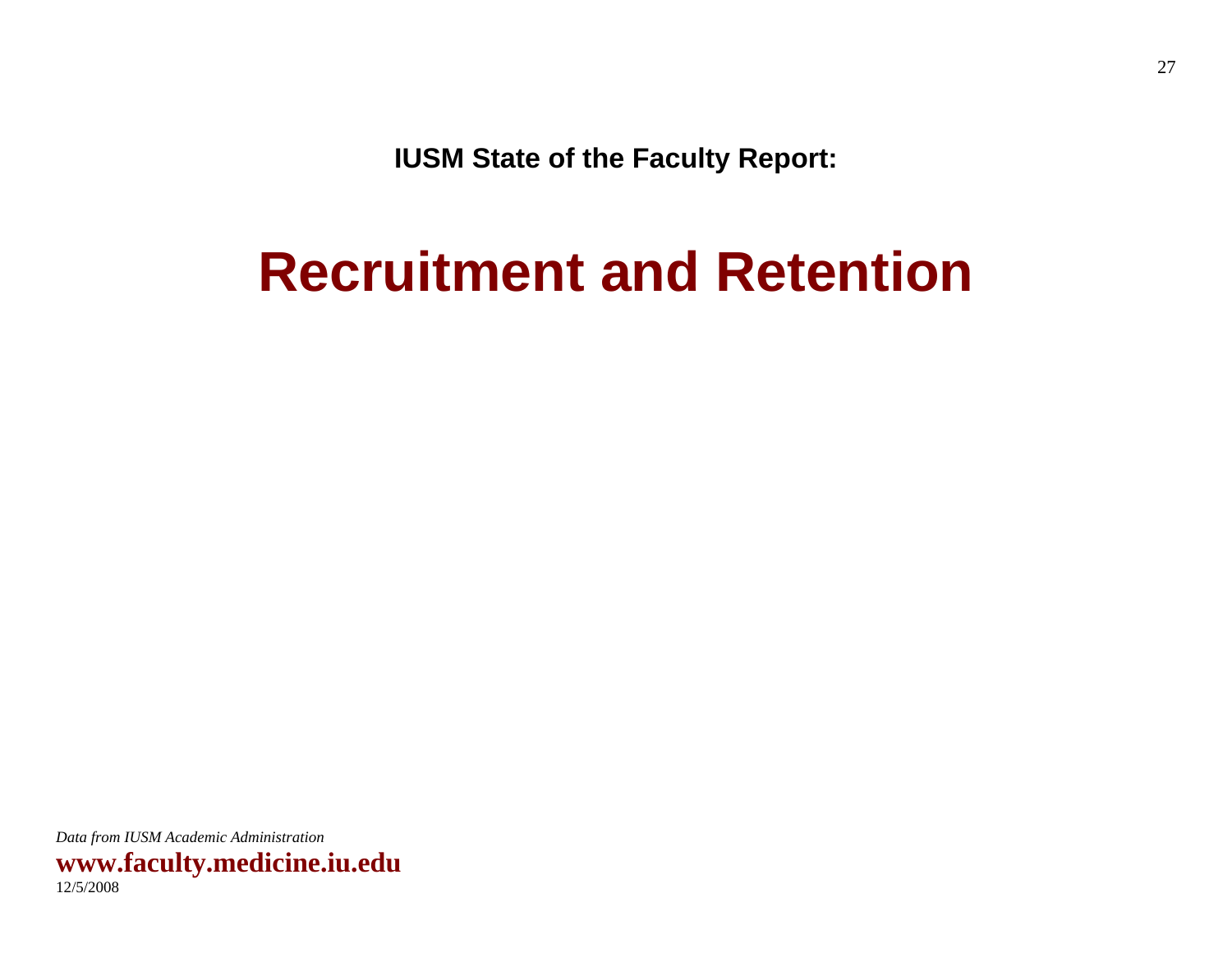**IUSM State of the Faculty Report:**

# Recruitment and Retention

*Data from IUSM Academic Administration*

**www.faculty.medicine.iu.edu**

12/5/2008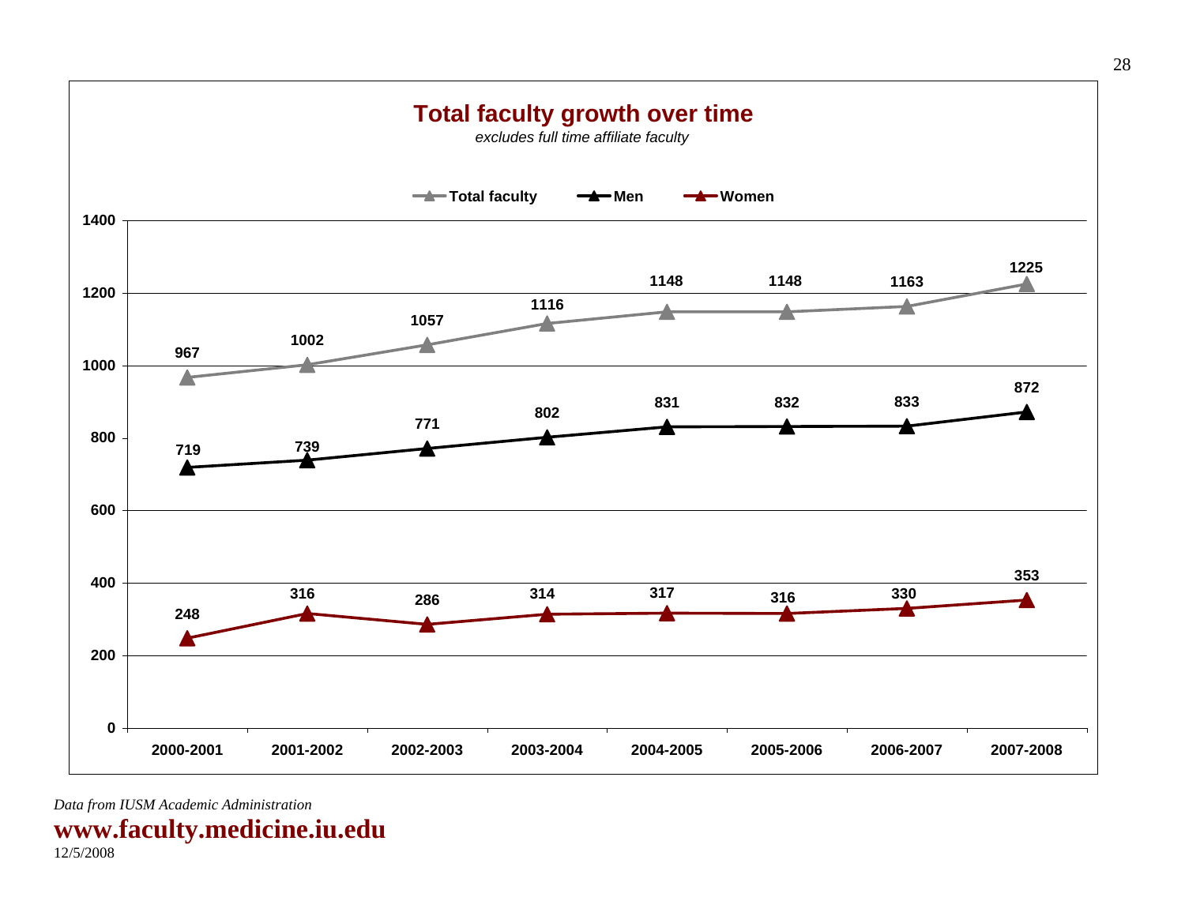## Total faculty growth over time

*excludes full time affiliate faculty*

| Year | Total faculty | Men | Women |
|---|---|---|---|
| 2000-2001 | 967 | 719 | 248 |
| 2001-2002 | 1002 | 739 | 316 |
| 2002-2003 | 1057 | 771 | 286 |
| 2003-2004 | 1116 | 802 | 314 |
| 2004-2005 | 1148 | 831 | 317 |
| 2005-2006 | 1148 | 832 | 316 |
| 2006-2007 | 1163 | 833 | 330 |
| 2007-2008 | 1225 | 872 | 353 |

*Data from IUSM Academic Administration*

**www.faculty.medicine.iu.edu**

12/5/2008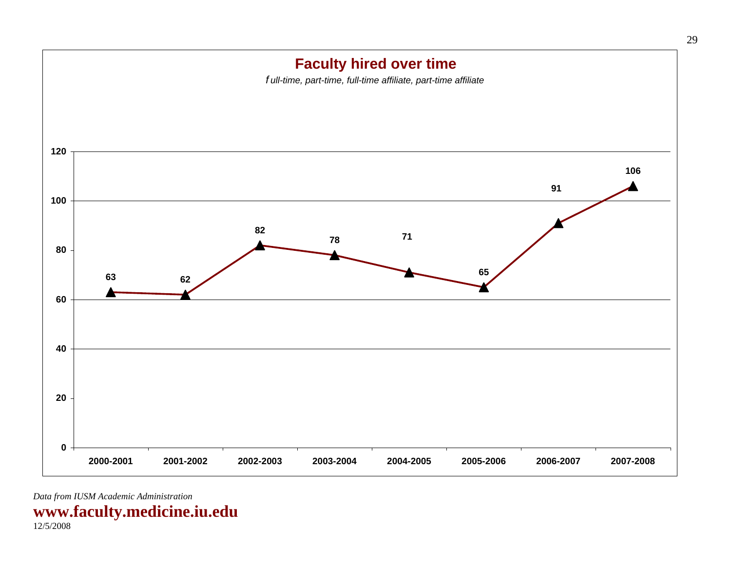# Faculty hired over time

*full-time, part-time, full-time affiliate, part-time affiliate*

| Year | Faculty hired |
|---|---|
| 2000-2001 | 63 |
| 2001-2002 | 62 |
| 2002-2003 | 82 |
| 2003-2004 | 78 |
| 2004-2005 | 71 |
| 2005-2006 | 65 |
| 2006-2007 | 91 |
| 2007-2008 | 106 |

*Data from IUSM Academic Administration*

**www.faculty.medicine.iu.edu**

12/5/2008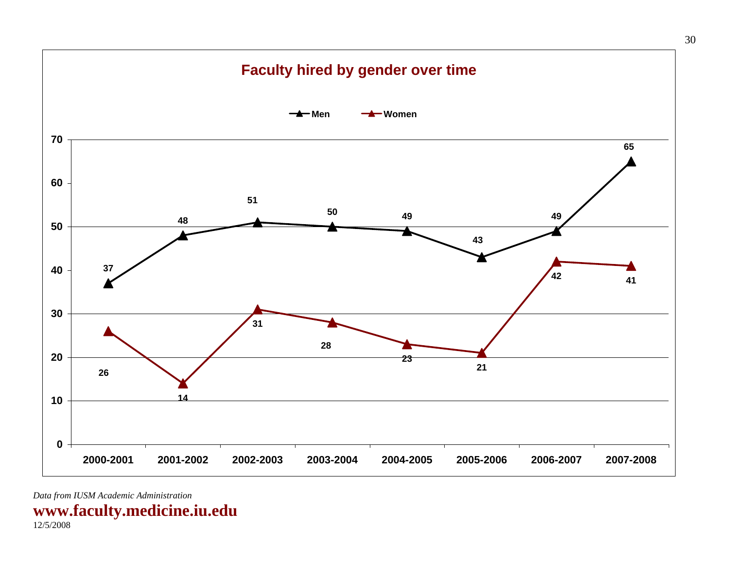## Faculty hired by gender over time

| Year | Men | Women |
|---|---|---|
| 2000-2001 | 37 | 26 |
| 2001-2002 | 48 | 14 |
| 2002-2003 | 51 | 31 |
| 2003-2004 | 50 | 28 |
| 2004-2005 | 49 | 23 |
| 2005-2006 | 43 | 21 |
| 2006-2007 | 49 | 42 |
| 2007-2008 | 65 | 41 |

*Data from IUSM Academic Administration*

**www.faculty.medicine.iu.edu**

12/5/2008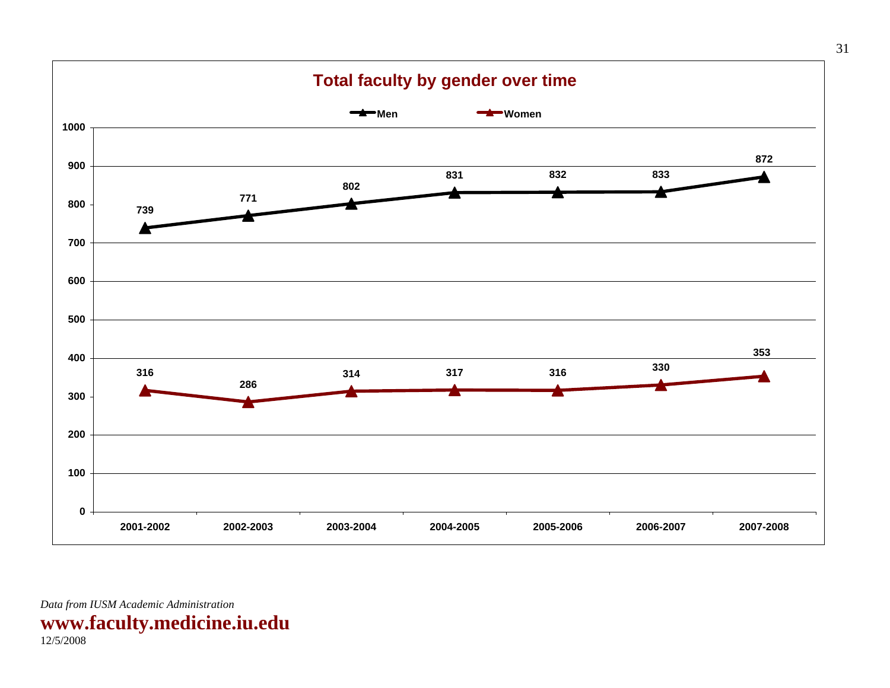## Total faculty by gender over time

| | 2001-2002 | 2002-2003 | 2003-2004 | 2004-2005 | 2005-2006 | 2006-2007 | 2007-2008 |
|---|---|---|---|---|---|---|---|
| Men | 739 | 771 | 802 | 831 | 832 | 833 | 872 |
| Women | 316 | 286 | 314 | 317 | 316 | 330 | 353 |

*Data from IUSM Academic Administration*

**www.faculty.medicine.iu.edu**

12/5/2008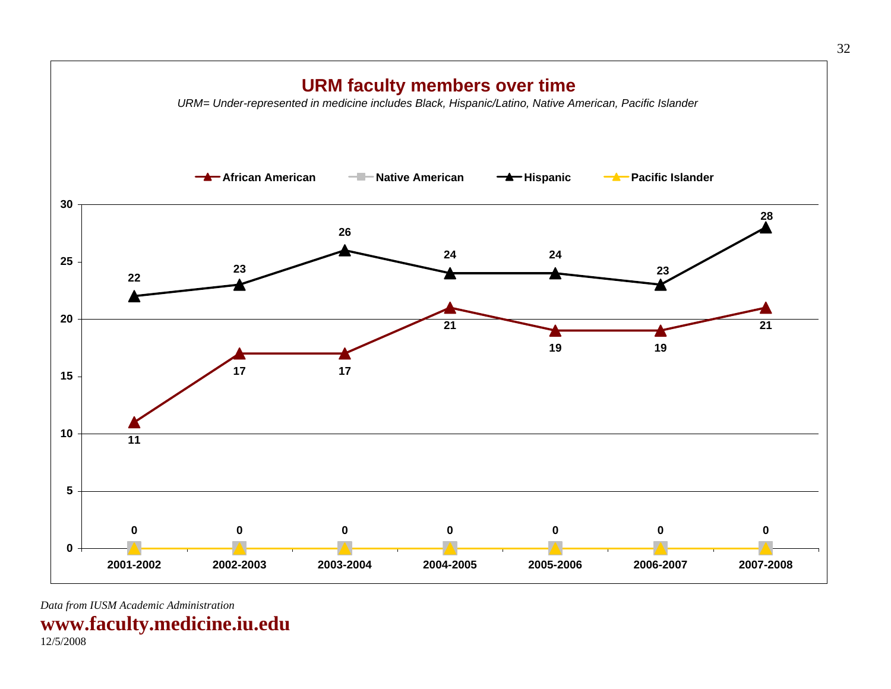# URM faculty members over time

*URM= Under-represented in medicine includes Black, Hispanic/Latino, Native American, Pacific Islander*

| | 2001-2002 | 2002-2003 | 2003-2004 | 2004-2005 | 2005-2006 | 2006-2007 | 2007-2008 |
|---|---|---|---|---|---|---|---|
| African American | 11 | 17 | 17 | 21 | 19 | 19 | 21 |
| Native American | 0 | 0 | 0 | 0 | 0 | 0 | 0 |
| Hispanic | 22 | 23 | 26 | 24 | 24 | 23 | 28 |
| Pacific Islander | 0 | 0 | 0 | 0 | 0 | 0 | 0 |

*Data from IUSM Academic Administration*

**www.faculty.medicine.iu.edu**

12/5/2008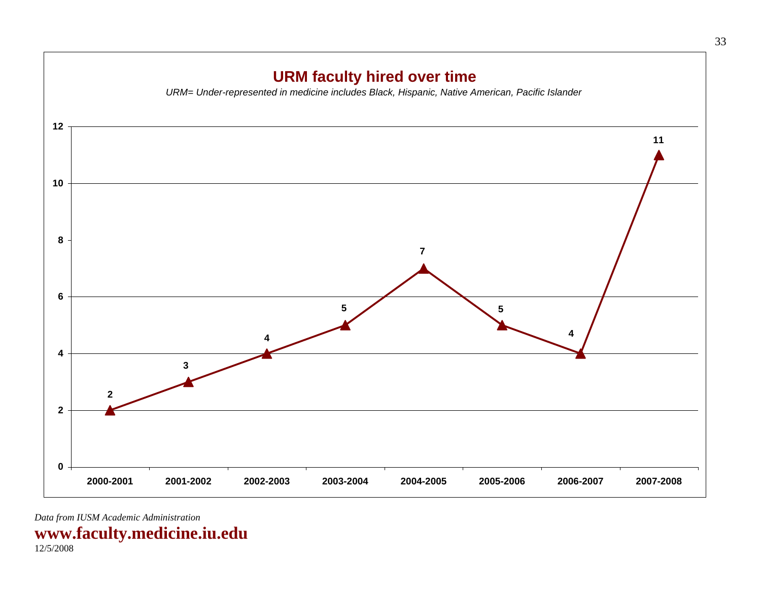## URM faculty hired over time

*URM= Under-represented in medicine includes Black, Hispanic, Native American, Pacific Islander*

| Year | URM faculty hired |
| --- | --- |
| 2000-2001 | 2 |
| 2001-2002 | 3 |
| 2002-2003 | 4 |
| 2003-2004 | 5 |
| 2004-2005 | 7 |
| 2005-2006 | 5 |
| 2006-2007 | 4 |
| 2007-2008 | 11 |

*Data from IUSM Academic Administration*

**www.faculty.medicine.iu.edu**

12/5/2008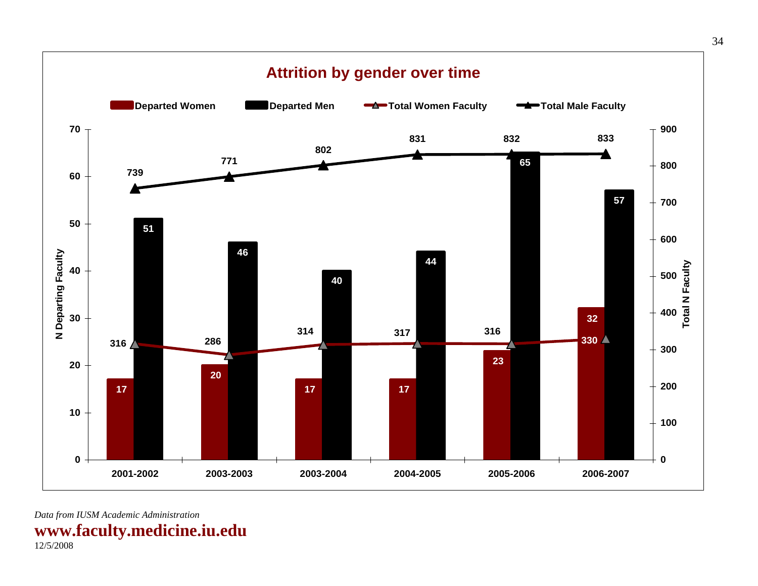## Attrition by gender over time

| Year | Departed Women | Departed Men | Total Women Faculty | Total Male Faculty |
|---|---|---|---|---|
| 2001-2002 | 17 | 51 | 316 | 739 |
| 2003-2003 | 20 | 46 | 286 | 771 |
| 2003-2004 | 17 | 40 | 314 | 802 |
| 2004-2005 | 17 | 44 | 317 | 831 |
| 2005-2006 | 23 | 65 | 316 | 832 |
| 2006-2007 | 32 | 57 | 330 | 833 |

*Data from IUSM Academic Administration*

**www.faculty.medicine.iu.edu**

12/5/2008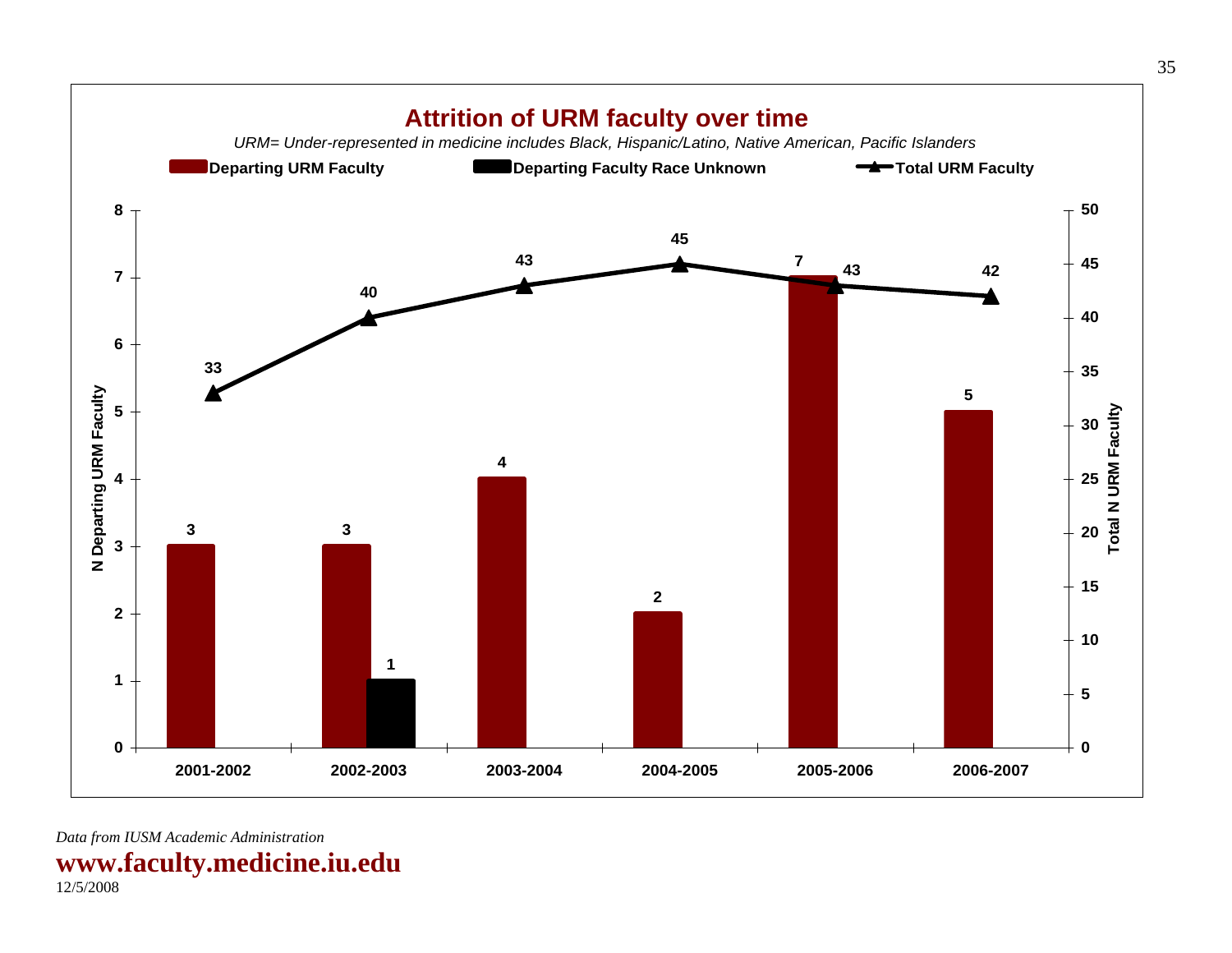## Attrition of URM faculty over time

*URM= Under-represented in medicine includes Black, Hispanic/Latino, Native American, Pacific Islanders*

| Year | Departing URM Faculty | Departing Faculty Race Unknown | Total URM Faculty |
|---|---|---|---|
| 2001-2002 | 3 | | 33 |
| 2002-2003 | 3 | 1 | 40 |
| 2003-2004 | 4 | | 43 |
| 2004-2005 | 2 | | 45 |
| 2005-2006 | 7 | | 43 |
| 2006-2007 | 5 | | 42 |

*Data from IUSM Academic Administration*

**www.faculty.medicine.iu.edu**

12/5/2008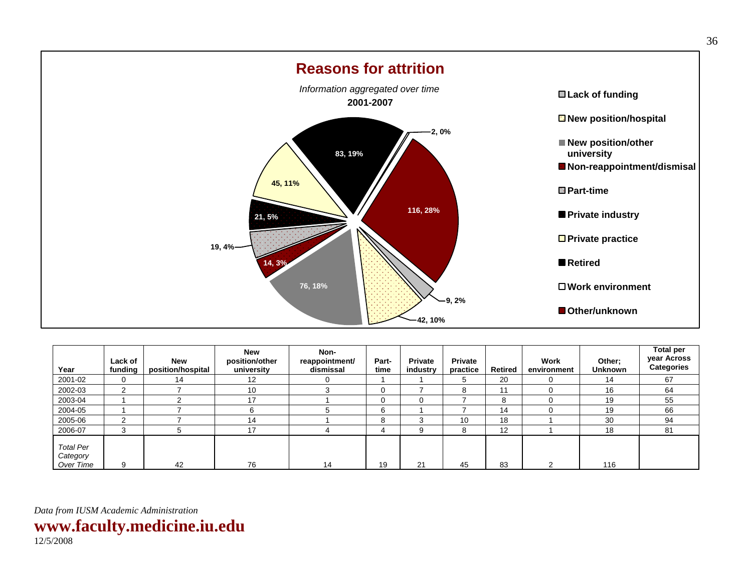## Reasons for attrition

*Information aggregated over time*

**2001-2007**

- 116, 28%
- 2, 0%
- 83, 19%
- 45, 11%
- 21, 5%
- 19, 4%
- 14, 3%
- 76, 18%
- 42, 10%
- 9, 2%

Legend: Lack of funding; New position/hospital; New position/other university; Non-reappointment/dismisal; Part-time; Private industry; Private practice; Retired; Work environment; Other/unknown

| Year | Lack of funding | New position/hospital | New position/other university | Non-reappointment/ dismissal | Part-time | Private industry | Private practice | Retired | Work environment | Other; Unknown | Total per year Across Categories |
|---|---|---|---|---|---|---|---|---|---|---|---|
| 2001-02 | 0 | 14 | 12 | 0 | 1 | 1 | 5 | 20 | 0 | 14 | 67 |
| 2002-03 | 2 | 7 | 10 | 3 | 0 | 7 | 8 | 11 | 0 | 16 | 64 |
| 2003-04 | 1 | 2 | 17 | 1 | 0 | 0 | 7 | 8 | 0 | 19 | 55 |
| 2004-05 | 1 | 7 | 6 | 5 | 6 | 1 | 7 | 14 | 0 | 19 | 66 |
| 2005-06 | 2 | 7 | 14 | 1 | 8 | 3 | 10 | 18 | 1 | 30 | 94 |
| 2006-07 | 3 | 5 | 17 | 4 | 4 | 9 | 8 | 12 | 1 | 18 | 81 |
| *Total Per Category Over Time* | 9 | 42 | 76 | 14 | 19 | 21 | 45 | 83 | 2 | 116 | |

*Data from IUSM Academic Administration*

**www.faculty.medicine.iu.edu**

12/5/2008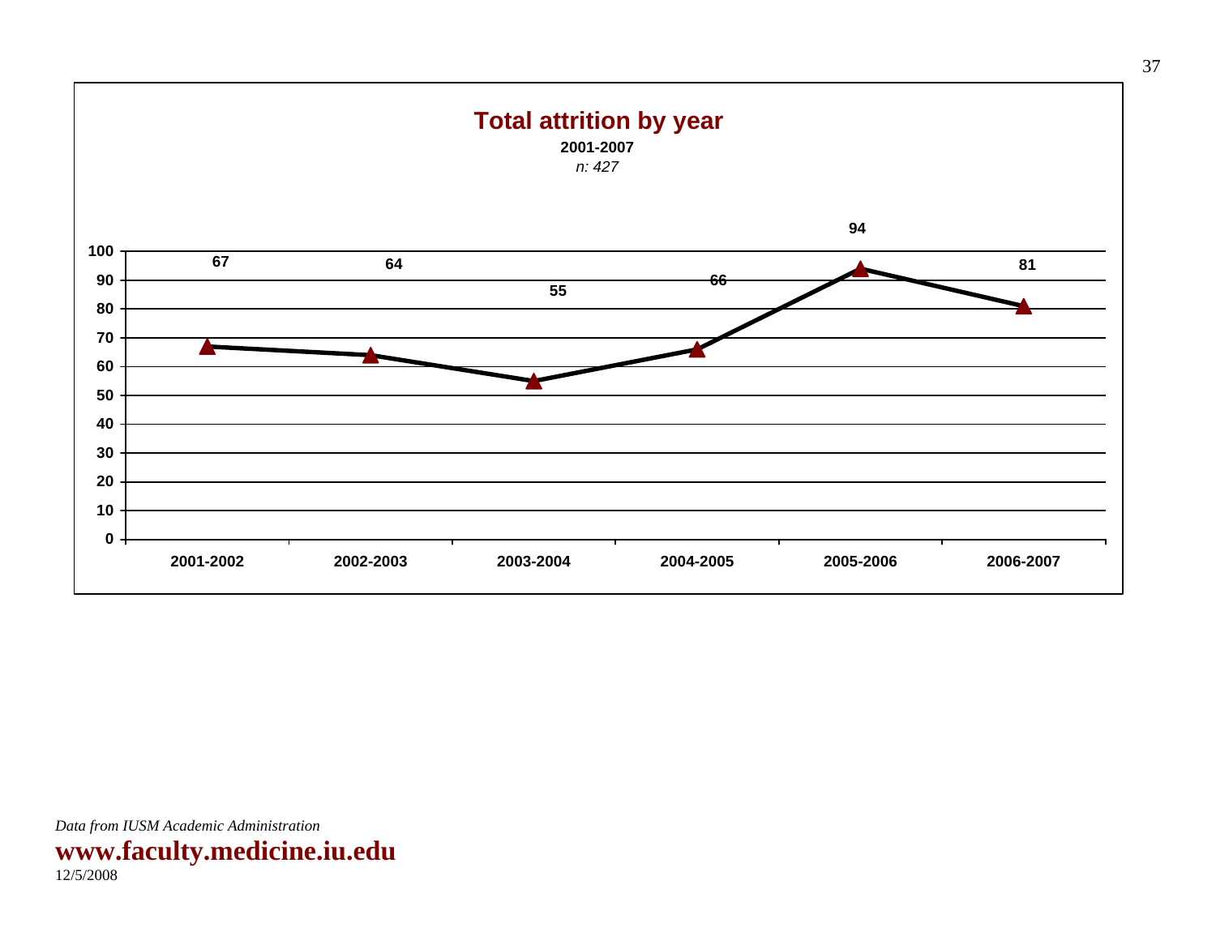## Total attrition by year

**2001-2007**

*n: 427*

| Year | Attrition |
| --- | --- |
| 2001-2002 | 67 |
| 2002-2003 | 64 |
| 2003-2004 | 55 |
| 2004-2005 | 66 |
| 2005-2006 | 94 |
| 2006-2007 | 81 |

*Data from IUSM Academic Administration*

**www.faculty.medicine.iu.edu**

12/5/2008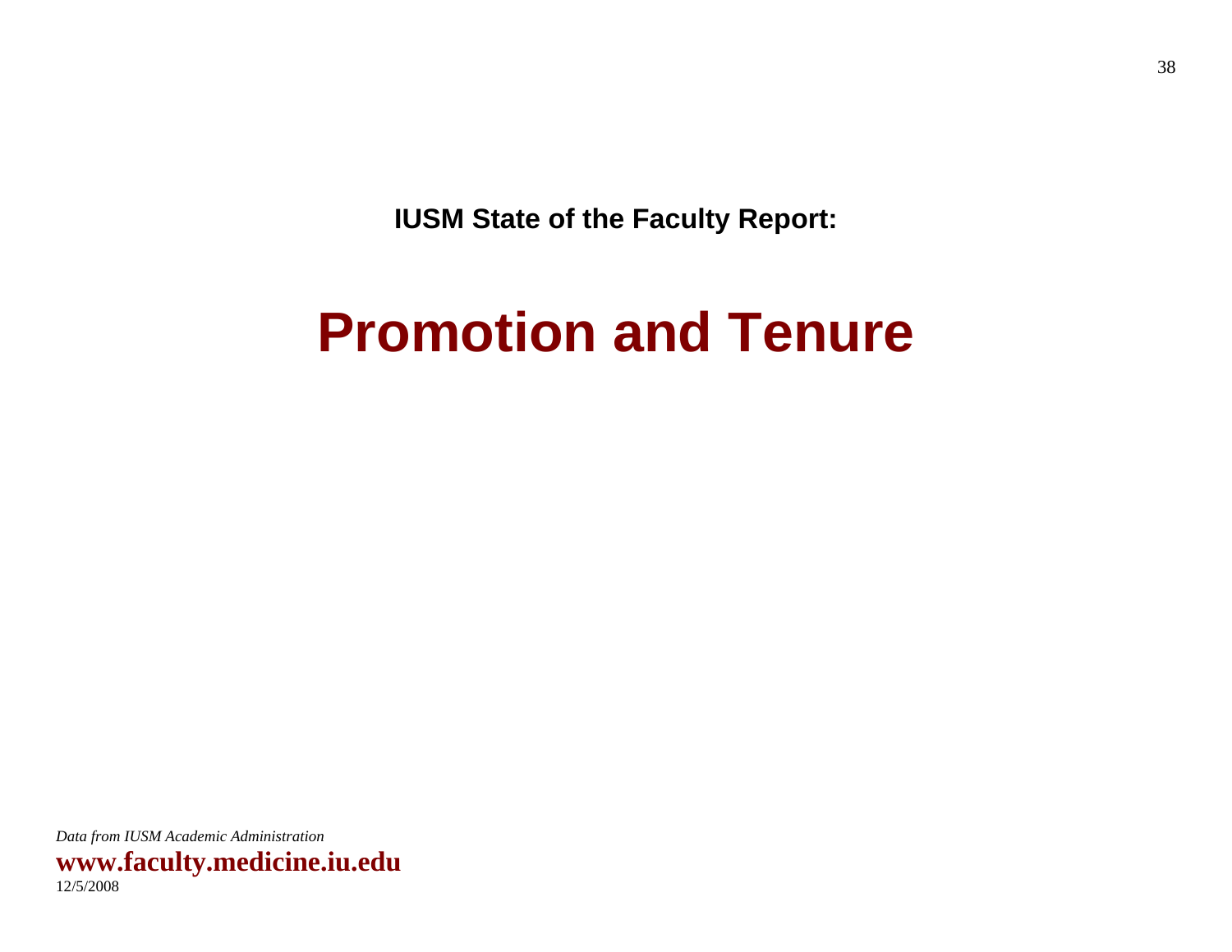**IUSM State of the Faculty Report:**

# Promotion and Tenure

*Data from IUSM Academic Administration*

**www.faculty.medicine.iu.edu**

12/5/2008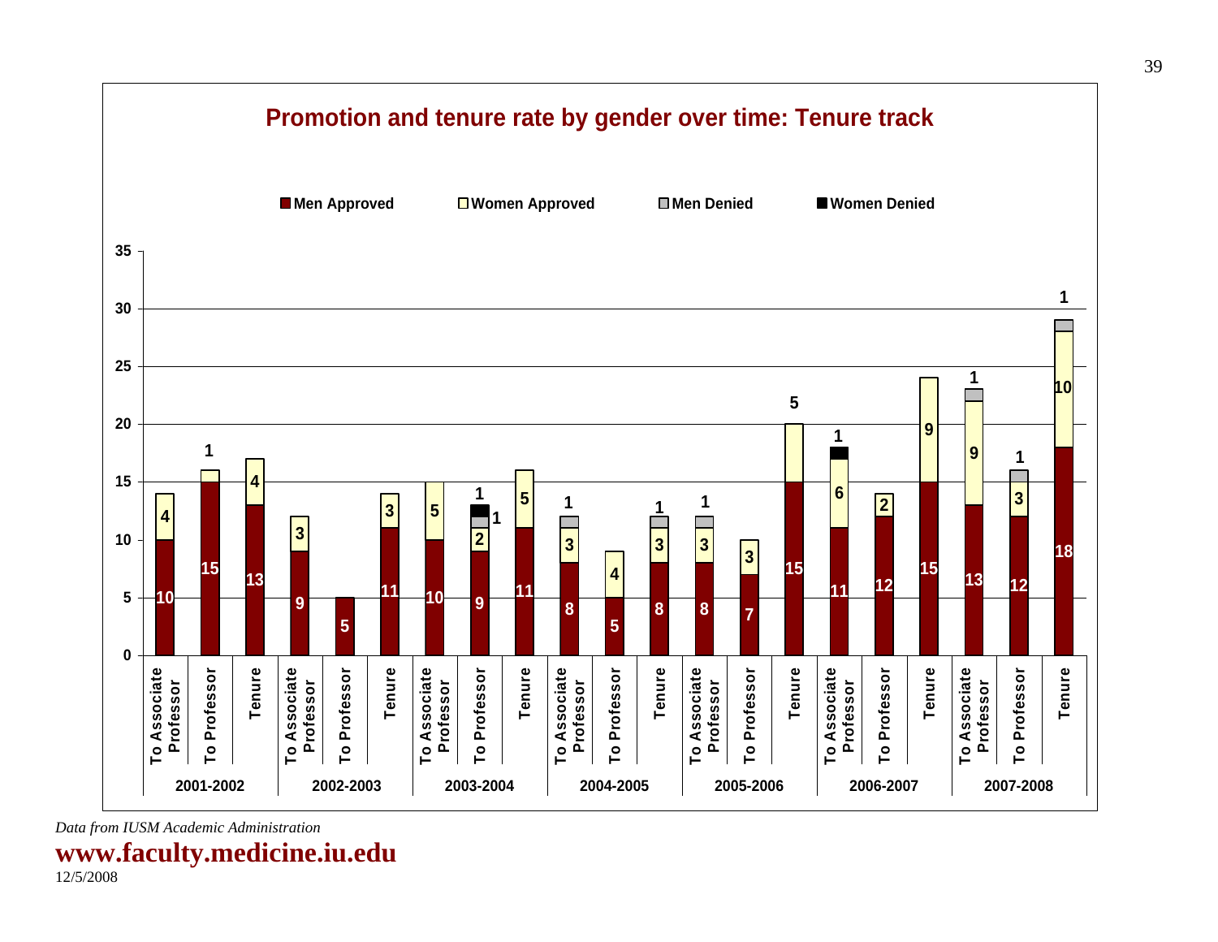## Promotion and tenure rate by gender over time: Tenure track

| Year | Category | Men Approved | Women Approved | Men Denied | Women Denied |
|---|---|---|---|---|---|
| 2001-2002 | To Associate Professor | 10 | 4 | | |
| | To Professor | 15 | 1 | | |
| | Tenure | 13 | 4 | | |
| 2002-2003 | To Associate Professor | 9 | 3 | | |
| | To Professor | 5 | | | |
| | Tenure | 11 | 3 | | |
| 2003-2004 | To Associate Professor | 10 | 5 | | |
| | To Professor | 9 | 2 | 1 | 1 |
| | Tenure | 11 | 5 | | |
| 2004-2005 | To Associate Professor | 8 | 3 | 1 | |
| | To Professor | 5 | 4 | | |
| | Tenure | 8 | 3 | 1 | |
| 2005-2006 | To Associate Professor | 8 | 3 | 1 | |
| | To Professor | 7 | 3 | | |
| | Tenure | 15 | 5 | | |
| 2006-2007 | To Associate Professor | 11 | 6 | | 1 |
| | To Professor | 12 | 2 | | |
| | Tenure | 15 | 9 | | |
| 2007-2008 | To Associate Professor | 13 | 9 | 1 | |
| | To Professor | 12 | 3 | 1 | |
| | Tenure | 18 | 10 | 1 | |

*Data from IUSM Academic Administration*

**www.faculty.medicine.iu.edu**

12/5/2008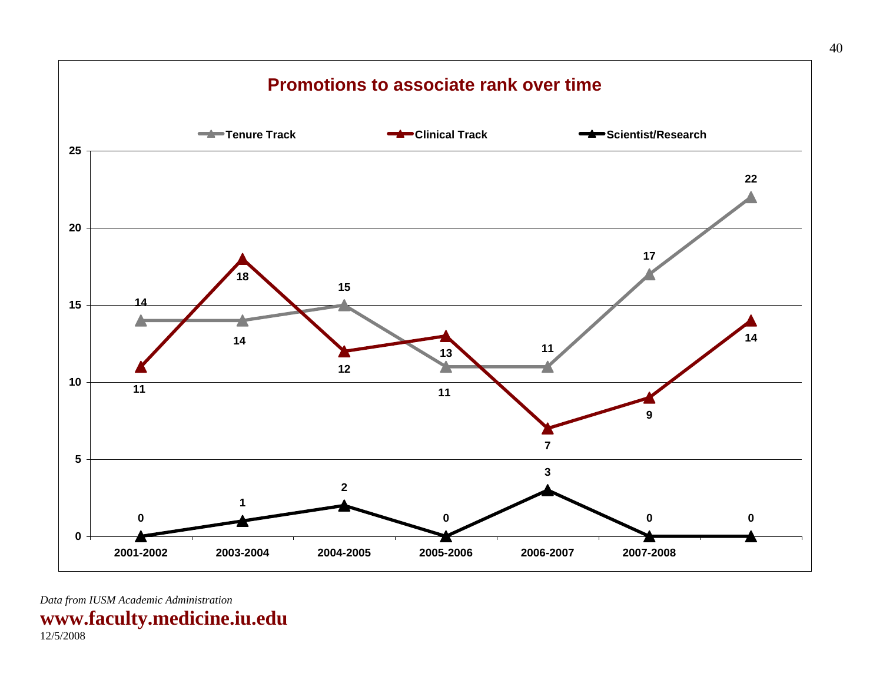## Promotions to associate rank over time

| Year | Tenure Track | Clinical Track | Scientist/Research |
|---|---|---|---|
| 2001-2002 | 14 | 11 | 0 |
| 2003-2004 | 14 | 18 | 1 |
| 2004-2005 | 15 | 12 | 2 |
| 2005-2006 | 11 | 13 | 0 |
| 2006-2007 | 11 | 7 | 3 |
| 2007-2008 | 17 | 9 | 0 |
| | 22 | 14 | 0 |

*Data from IUSM Academic Administration*

**www.faculty.medicine.iu.edu**

12/5/2008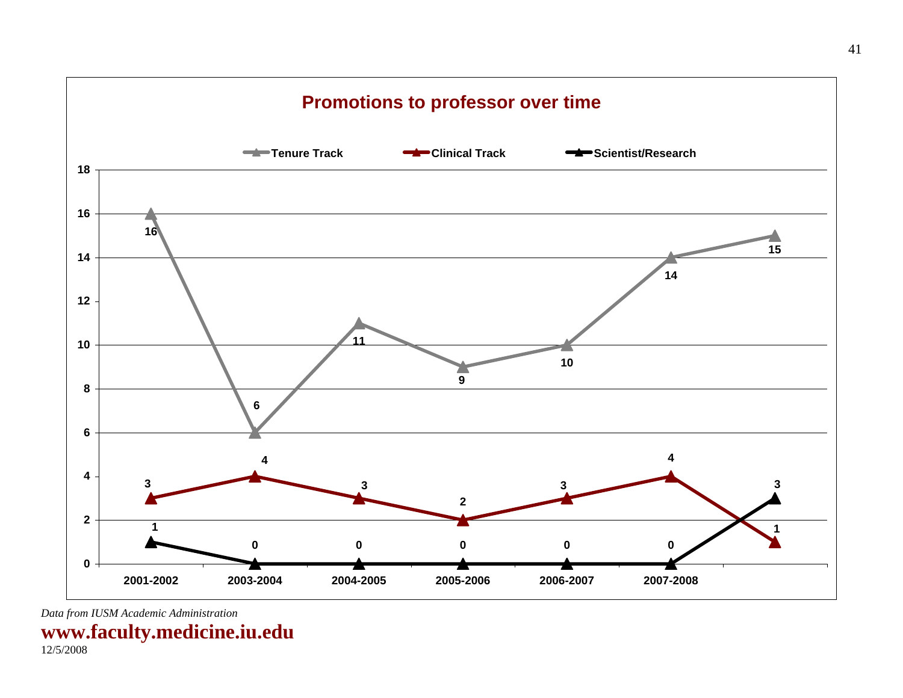## Promotions to professor over time

| | 2001-2002 | 2003-2004 | 2004-2005 | 2005-2006 | 2006-2007 | 2007-2008 | |
|---|---|---|---|---|---|---|---|
| Tenure Track | 16 | 6 | 11 | 9 | 10 | 14 | 15 |
| Clinical Track | 3 | 4 | 3 | 2 | 3 | 4 | 1 |
| Scientist/Research | 1 | 0 | 0 | 0 | 0 | 0 | 3 |

*Data from IUSM Academic Administration*

**www.faculty.medicine.iu.edu**

12/5/2008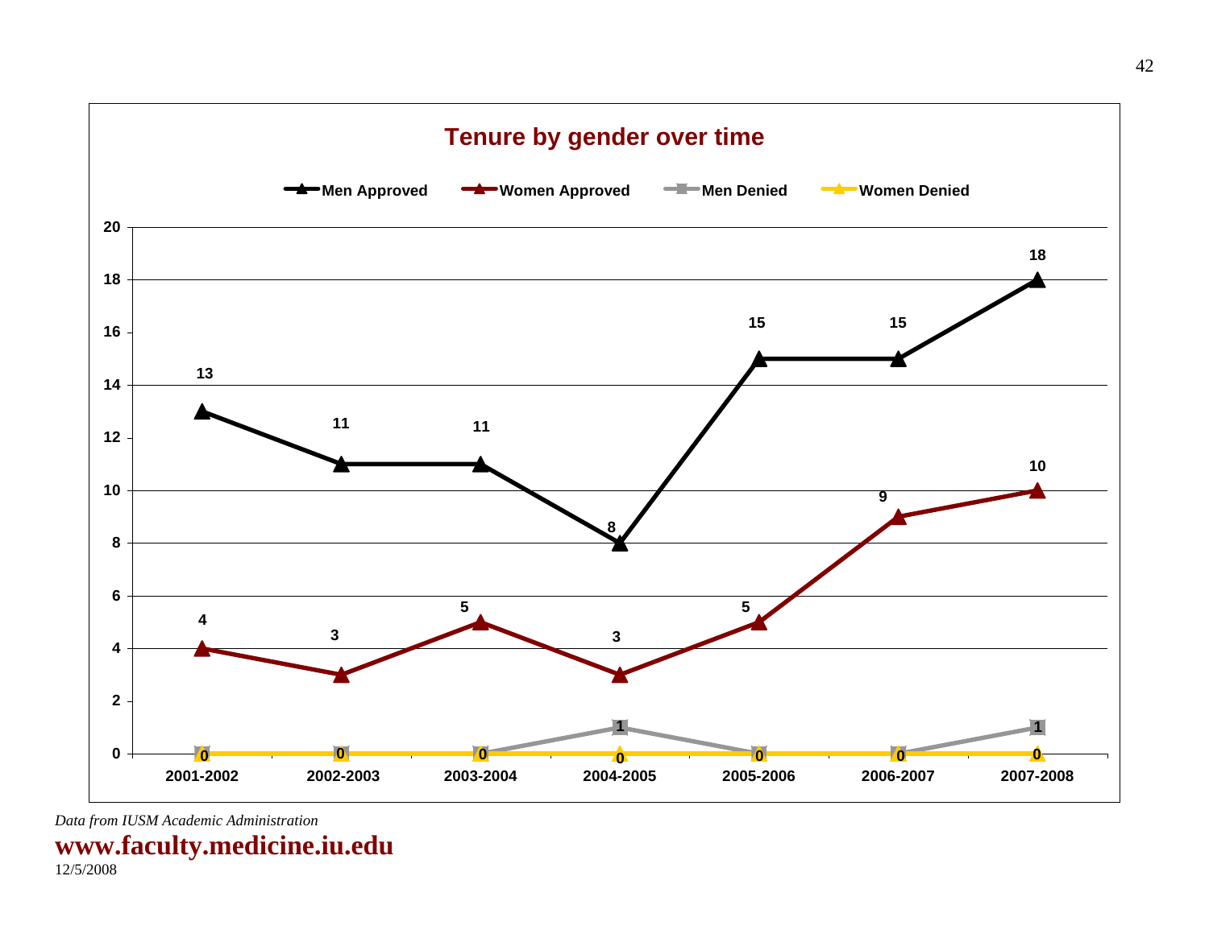## Tenure by gender over time

| | 2001-2002 | 2002-2003 | 2003-2004 | 2004-2005 | 2005-2006 | 2006-2007 | 2007-2008 |
|---|---|---|---|---|---|---|---|
| Men Approved | 13 | 11 | 11 | 8 | 15 | 15 | 18 |
| Women Approved | 4 | 3 | 5 | 3 | 5 | 9 | 10 |
| Men Denied | 0 | 0 | 0 | 1 | 0 | 0 | 1 |
| Women Denied | 0 | 0 | 0 | 0 | 0 | 0 | 0 |

*Data from IUSM Academic Administration*

**www.faculty.medicine.iu.edu**

12/5/2008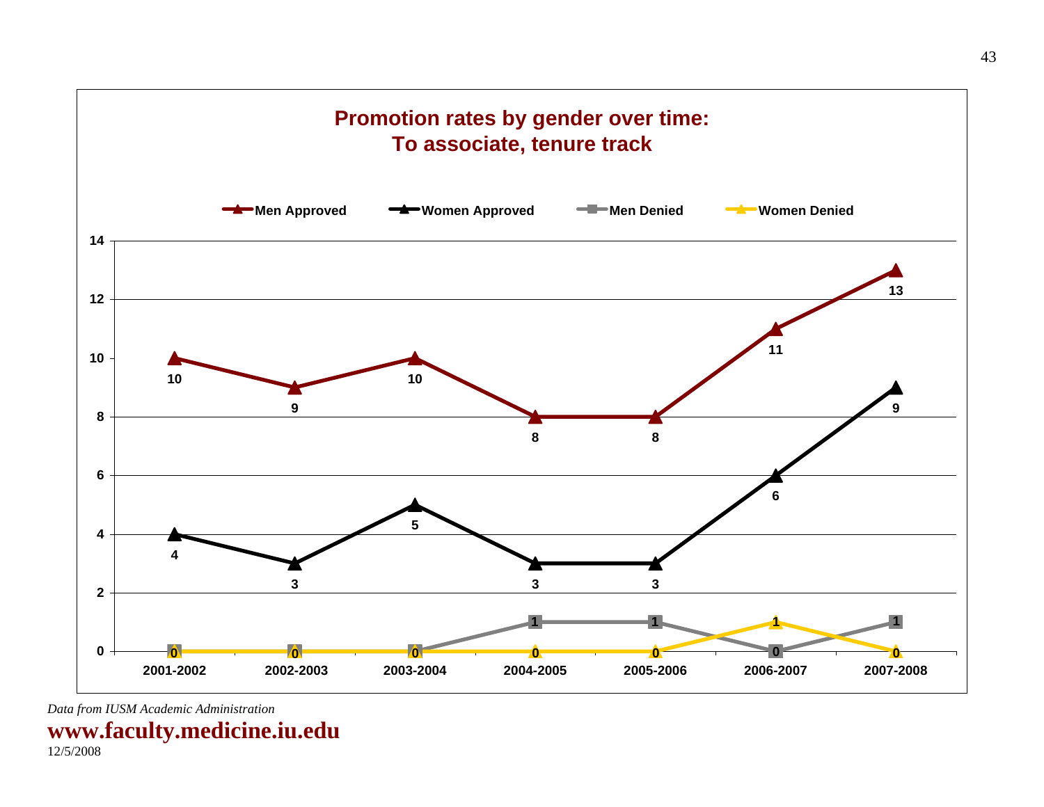## Promotion rates by gender over time: To associate, tenure track

| | 2001-2002 | 2002-2003 | 2003-2004 | 2004-2005 | 2005-2006 | 2006-2007 | 2007-2008 |
|---|---|---|---|---|---|---|---|
| Men Approved | 10 | 9 | 10 | 8 | 8 | 11 | 13 |
| Women Approved | 4 | 3 | 5 | 3 | 3 | 6 | 9 |
| Men Denied | 0 | 0 | 0 | 1 | 1 | 0 | 1 |
| Women Denied | 0 | 0 | 0 | 0 | 0 | 1 | 0 |

*Data from IUSM Academic Administration*

**www.faculty.medicine.iu.edu**

12/5/2008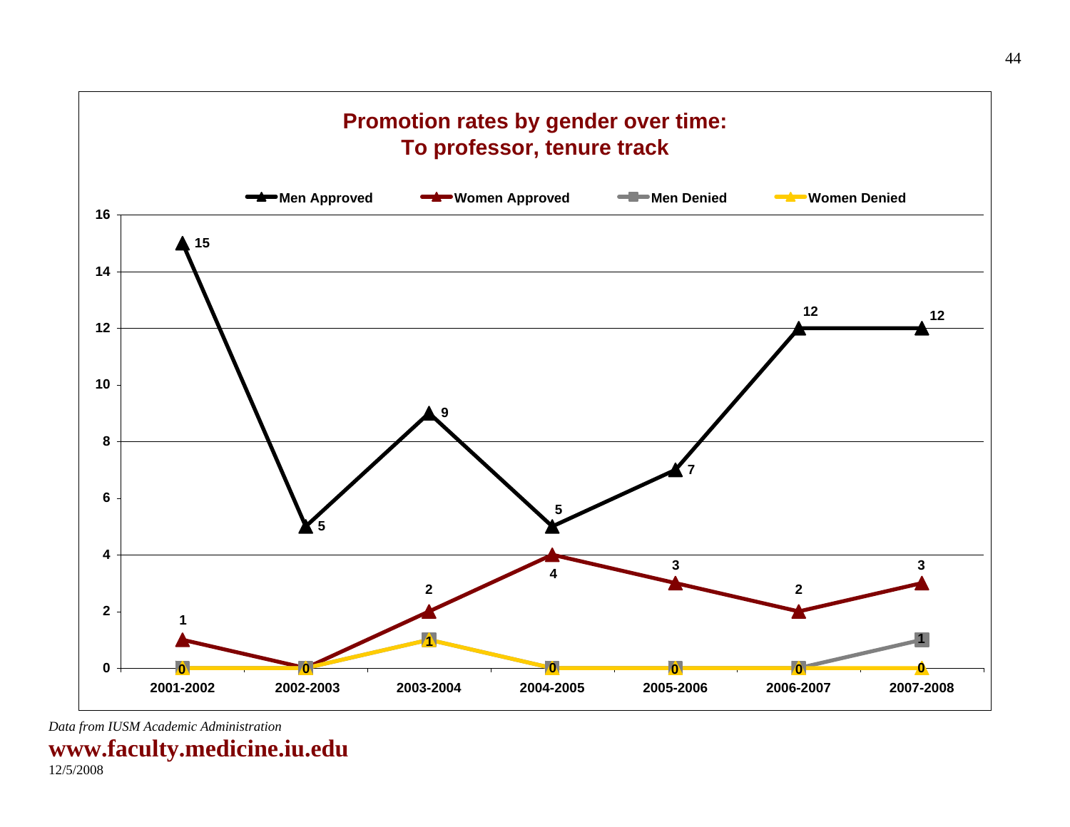## Promotion rates by gender over time: To professor, tenure track

| | 2001-2002 | 2002-2003 | 2003-2004 | 2004-2005 | 2005-2006 | 2006-2007 | 2007-2008 |
|---|---|---|---|---|---|---|---|
| Men Approved | 15 | 5 | 9 | 5 | 7 | 12 | 12 |
| Women Approved | 1 | 0 | 2 | 4 | 3 | 2 | 3 |
| Men Denied | 0 | 0 | 1 | 0 | 0 | 0 | 1 |
| Women Denied | 0 | 0 | 1 | 0 | 0 | 0 | 0 |

*Data from IUSM Academic Administration*

**www.faculty.medicine.iu.edu**

12/5/2008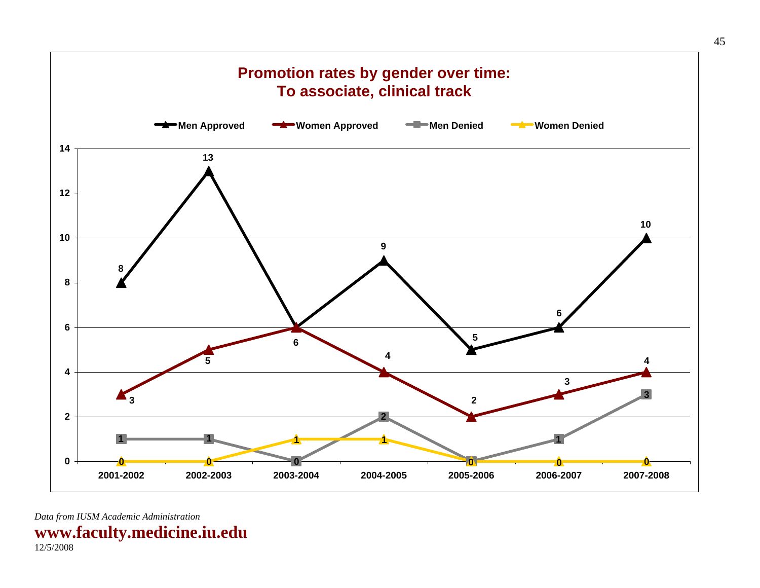## Promotion rates by gender over time: To associate, clinical track

| | 2001-2002 | 2002-2003 | 2003-2004 | 2004-2005 | 2005-2006 | 2006-2007 | 2007-2008 |
|---|---|---|---|---|---|---|---|
| Men Approved | 8 | 13 | 6 | 9 | 5 | 6 | 10 |
| Women Approved | 3 | 5 | 6 | 4 | 2 | 3 | 4 |
| Men Denied | 1 | 1 | 0 | 2 | 0 | 1 | 3 |
| Women Denied | 0 | 0 | 1 | 1 | 0 | 0 | 0 |

*Data from IUSM Academic Administration*

**www.faculty.medicine.iu.edu**

12/5/2008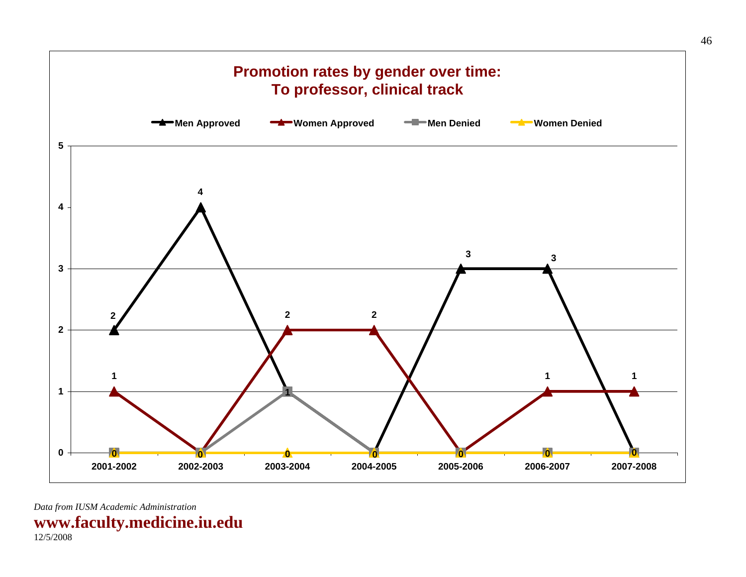## Promotion rates by gender over time:
## To professor, clinical track

| | 2001-2002 | 2002-2003 | 2003-2004 | 2004-2005 | 2005-2006 | 2006-2007 | 2007-2008 |
|---|---|---|---|---|---|---|---|
| Men Approved | 2 | 4 | 1 | 0 | 3 | 3 | 0 |
| Women Approved | 1 | 0 | 2 | 2 | 0 | 1 | 1 |
| Men Denied | 0 | 0 | 1 | 0 | 0 | 0 | 0 |
| Women Denied | 0 | 0 | 0 | 0 | 0 | 0 | 0 |

*Data from IUSM Academic Administration*

**www.faculty.medicine.iu.edu**

12/5/2008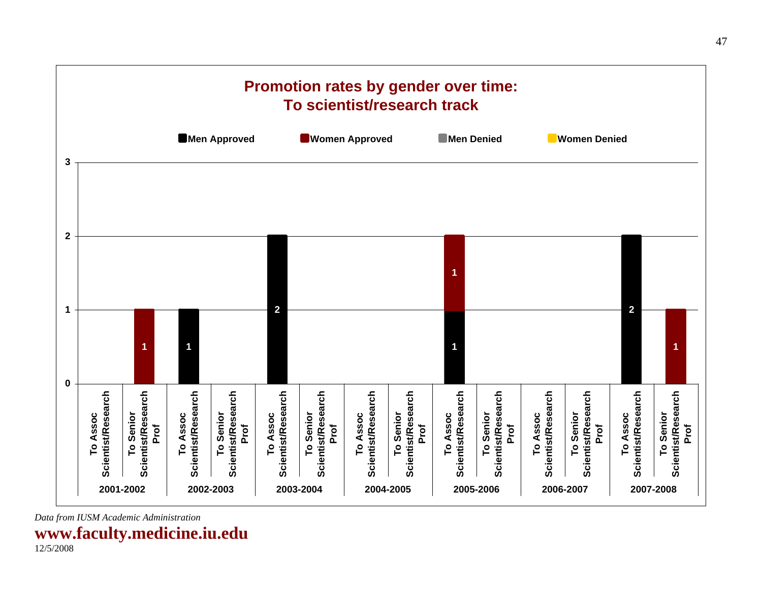## Promotion rates by gender over time: To scientist/research track

Men Approved | Women Approved | Men Denied | Women Denied

| Year | Promotion | Men Approved | Women Approved | Men Denied | Women Denied |
|---|---|---|---|---|---|
| 2001-2002 | To Assoc Scientist/Research | | | | |
| 2001-2002 | To Senior Scientist/Research Prof | | 1 | | |
| 2002-2003 | To Assoc Scientist/Research | 1 | | | |
| 2002-2003 | To Senior Scientist/Research Prof | | | | |
| 2003-2004 | To Assoc Scientist/Research | 2 | | | |
| 2003-2004 | To Senior Scientist/Research Prof | | | | |
| 2004-2005 | To Assoc Scientist/Research | | | | |
| 2004-2005 | To Senior Scientist/Research Prof | | | | |
| 2005-2006 | To Assoc Scientist/Research | 1 | 1 | | |
| 2005-2006 | To Senior Scientist/Research Prof | | | | |
| 2006-2007 | To Assoc Scientist/Research | | | | |
| 2006-2007 | To Senior Scientist/Research Prof | | | | |
| 2007-2008 | To Assoc Scientist/Research | 2 | | | |
| 2007-2008 | To Senior Scientist/Research Prof | | 1 | | |

*Data from IUSM Academic Administration*

**www.faculty.medicine.iu.edu**

12/5/2008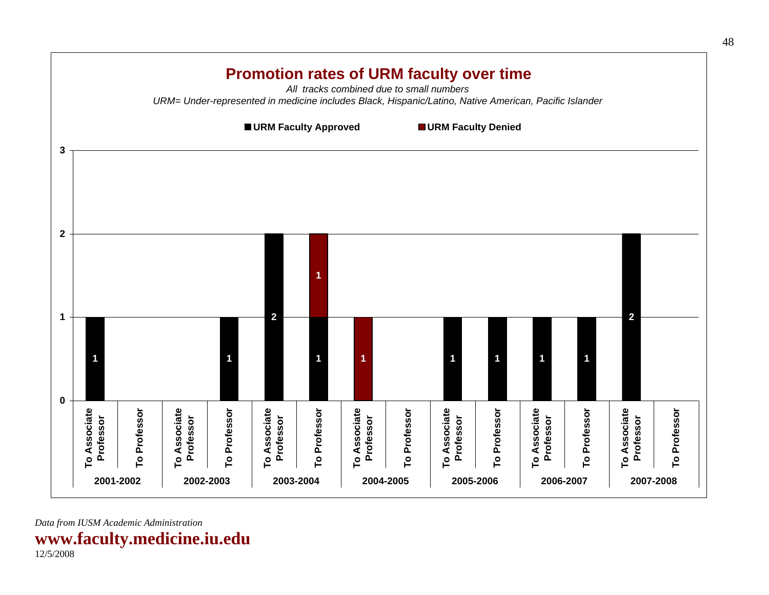## Promotion rates of URM faculty over time

*All tracks combined due to small numbers*

*URM= Under-represented in medicine includes Black, Hispanic/Latino, Native American, Pacific Islander*

| Year | Promotion | URM Faculty Approved | URM Faculty Denied |
|---|---|---|---|
| 2001-2002 | To Associate Professor | 1 | |
| 2001-2002 | To Professor | | |
| 2002-2003 | To Associate Professor | | |
| 2002-2003 | To Professor | 1 | |
| 2003-2004 | To Associate Professor | 2 | |
| 2003-2004 | To Professor | 1 | 1 |
| 2004-2005 | To Associate Professor | | 1 |
| 2004-2005 | To Professor | | |
| 2005-2006 | To Associate Professor | 1 | |
| 2005-2006 | To Professor | 1 | |
| 2006-2007 | To Associate Professor | 1 | |
| 2006-2007 | To Professor | 1 | |
| 2007-2008 | To Associate Professor | 2 | |
| 2007-2008 | To Professor | | |

*Data from IUSM Academic Administration*

**www.faculty.medicine.iu.edu**

12/5/2008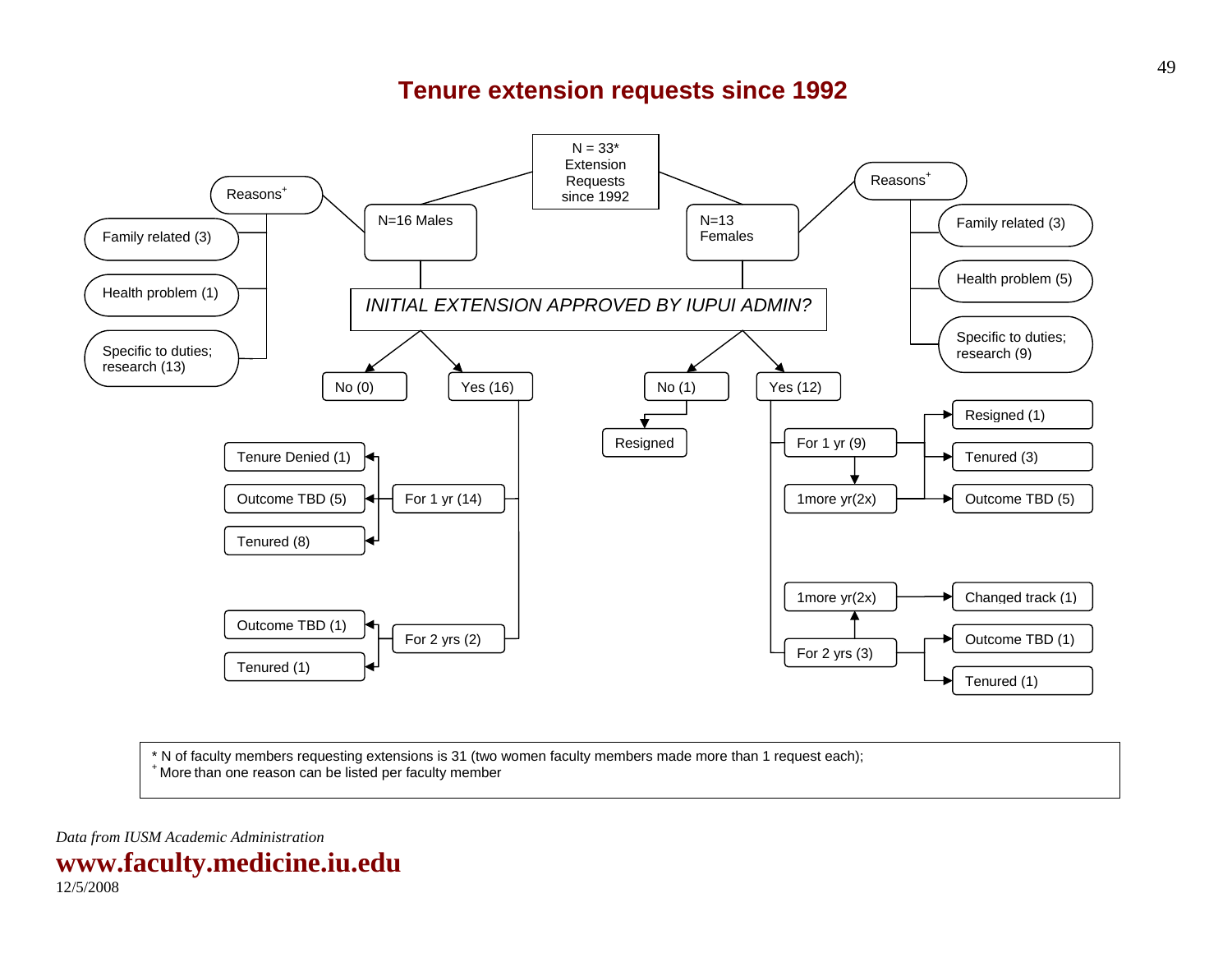# Tenure extension requests since 1992

N = 33* Extension Requests since 1992

**N=16 Males**

- Reasons[+]
  - Family related (3)
  - Health problem (1)
  - Specific to duties; research (13)

**N=13 Females**

- Reasons[+]
  - Family related (3)
  - Health problem (5)
  - Specific to duties; research (9)

*INITIAL EXTENSION APPROVED BY IUPUI ADMIN?*

**Males:**

- No (0)
- Yes (16)
  - For 1 yr (14)
    - Tenure Denied (1)
    - Outcome TBD (5)
    - Tenured (8)
  - For 2 yrs (2)
    - Outcome TBD (1)
    - Tenured (1)

**Females:**

- No (1)
  - Resigned
- Yes (12)
  - For 1 yr (9)
    - 1more yr(2x)
    - Resigned (1)
    - Tenured (3)
    - Outcome TBD (5)
  - For 2 yrs (3)
    - 1more yr(2x)
      - Changed track (1)
    - Outcome TBD (1)
    - Tenured (1)

* N of faculty members requesting extensions is 31 (two women faculty members made more than 1 request each);
[+] More than one reason can be listed per faculty member

*Data from IUSM Academic Administration*

**www.faculty.medicine.iu.edu**

12/5/2008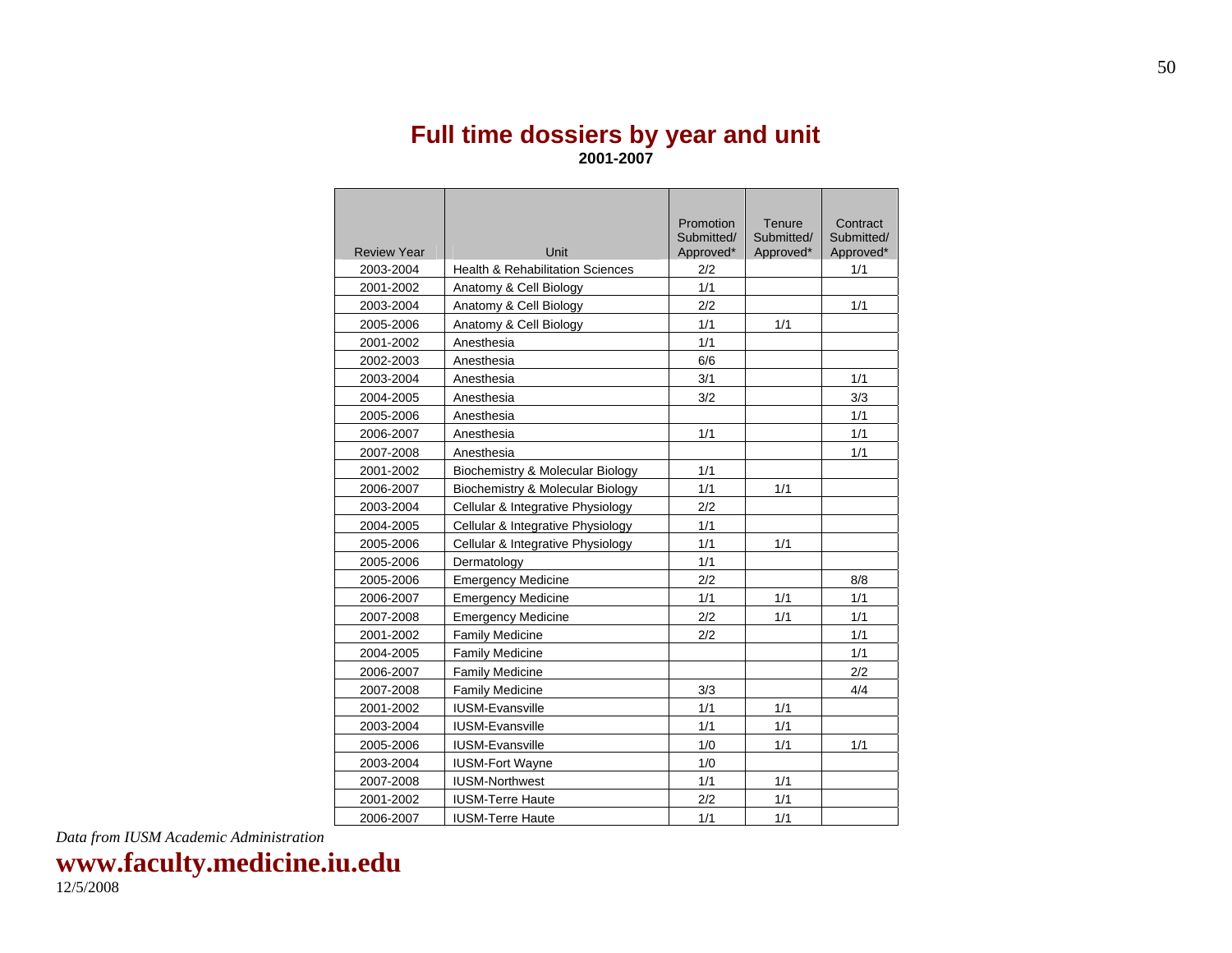## Full time dossiers by year and unit

**2001-2007**

| Review Year | Unit | Promotion Submitted/ Approved* | Tenure Submitted/ Approved* | Contract Submitted/ Approved* |
|---|---|---|---|---|
| 2003-2004 | Health & Rehabilitation Sciences | 2/2 | | 1/1 |
| 2001-2002 | Anatomy & Cell Biology | 1/1 | | |
| 2003-2004 | Anatomy & Cell Biology | 2/2 | | 1/1 |
| 2005-2006 | Anatomy & Cell Biology | 1/1 | 1/1 | |
| 2001-2002 | Anesthesia | 1/1 | | |
| 2002-2003 | Anesthesia | 6/6 | | |
| 2003-2004 | Anesthesia | 3/1 | | 1/1 |
| 2004-2005 | Anesthesia | 3/2 | | 3/3 |
| 2005-2006 | Anesthesia | | | 1/1 |
| 2006-2007 | Anesthesia | 1/1 | | 1/1 |
| 2007-2008 | Anesthesia | | | 1/1 |
| 2001-2002 | Biochemistry & Molecular Biology | 1/1 | | |
| 2006-2007 | Biochemistry & Molecular Biology | 1/1 | 1/1 | |
| 2003-2004 | Cellular & Integrative Physiology | 2/2 | | |
| 2004-2005 | Cellular & Integrative Physiology | 1/1 | | |
| 2005-2006 | Cellular & Integrative Physiology | 1/1 | 1/1 | |
| 2005-2006 | Dermatology | 1/1 | | |
| 2005-2006 | Emergency Medicine | 2/2 | | 8/8 |
| 2006-2007 | Emergency Medicine | 1/1 | 1/1 | 1/1 |
| 2007-2008 | Emergency Medicine | 2/2 | 1/1 | 1/1 |
| 2001-2002 | Family Medicine | 2/2 | | 1/1 |
| 2004-2005 | Family Medicine | | | 1/1 |
| 2006-2007 | Family Medicine | | | 2/2 |
| 2007-2008 | Family Medicine | 3/3 | | 4/4 |
| 2001-2002 | IUSM-Evansville | 1/1 | 1/1 | |
| 2003-2004 | IUSM-Evansville | 1/1 | 1/1 | |
| 2005-2006 | IUSM-Evansville | 1/0 | 1/1 | 1/1 |
| 2003-2004 | IUSM-Fort Wayne | 1/0 | | |
| 2007-2008 | IUSM-Northwest | 1/1 | 1/1 | |
| 2001-2002 | IUSM-Terre Haute | 2/2 | 1/1 | |
| 2006-2007 | IUSM-Terre Haute | 1/1 | 1/1 | |

*Data from IUSM Academic Administration*

**www.faculty.medicine.iu.edu**

12/5/2008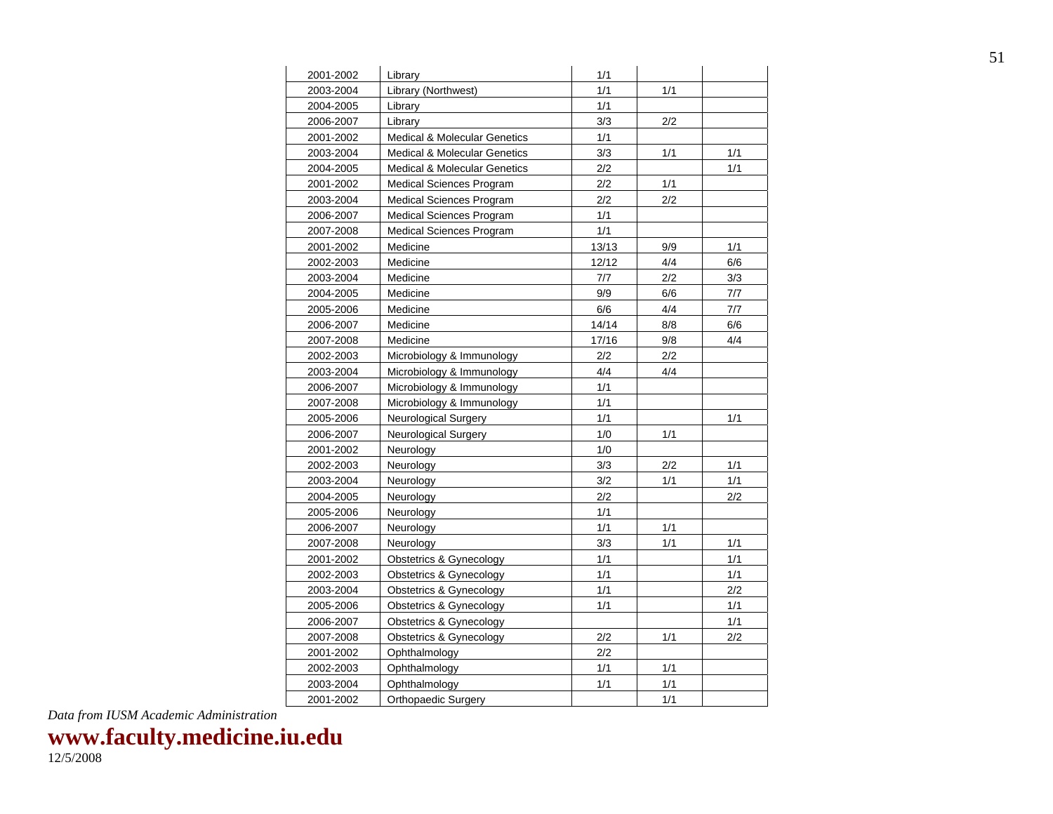| | | | | |
|---|---|---|---|---|
| 2001-2002 | Library | 1/1 | | |
| 2003-2004 | Library (Northwest) | 1/1 | 1/1 | |
| 2004-2005 | Library | 1/1 | | |
| 2006-2007 | Library | 3/3 | 2/2 | |
| 2001-2002 | Medical & Molecular Genetics | 1/1 | | |
| 2003-2004 | Medical & Molecular Genetics | 3/3 | 1/1 | 1/1 |
| 2004-2005 | Medical & Molecular Genetics | 2/2 | | 1/1 |
| 2001-2002 | Medical Sciences Program | 2/2 | 1/1 | |
| 2003-2004 | Medical Sciences Program | 2/2 | 2/2 | |
| 2006-2007 | Medical Sciences Program | 1/1 | | |
| 2007-2008 | Medical Sciences Program | 1/1 | | |
| 2001-2002 | Medicine | 13/13 | 9/9 | 1/1 |
| 2002-2003 | Medicine | 12/12 | 4/4 | 6/6 |
| 2003-2004 | Medicine | 7/7 | 2/2 | 3/3 |
| 2004-2005 | Medicine | 9/9 | 6/6 | 7/7 |
| 2005-2006 | Medicine | 6/6 | 4/4 | 7/7 |
| 2006-2007 | Medicine | 14/14 | 8/8 | 6/6 |
| 2007-2008 | Medicine | 17/16 | 9/8 | 4/4 |
| 2002-2003 | Microbiology & Immunology | 2/2 | 2/2 | |
| 2003-2004 | Microbiology & Immunology | 4/4 | 4/4 | |
| 2006-2007 | Microbiology & Immunology | 1/1 | | |
| 2007-2008 | Microbiology & Immunology | 1/1 | | |
| 2005-2006 | Neurological Surgery | 1/1 | | 1/1 |
| 2006-2007 | Neurological Surgery | 1/0 | 1/1 | |
| 2001-2002 | Neurology | 1/0 | | |
| 2002-2003 | Neurology | 3/3 | 2/2 | 1/1 |
| 2003-2004 | Neurology | 3/2 | 1/1 | 1/1 |
| 2004-2005 | Neurology | 2/2 | | 2/2 |
| 2005-2006 | Neurology | 1/1 | | |
| 2006-2007 | Neurology | 1/1 | 1/1 | |
| 2007-2008 | Neurology | 3/3 | 1/1 | 1/1 |
| 2001-2002 | Obstetrics & Gynecology | 1/1 | | 1/1 |
| 2002-2003 | Obstetrics & Gynecology | 1/1 | | 1/1 |
| 2003-2004 | Obstetrics & Gynecology | 1/1 | | 2/2 |
| 2005-2006 | Obstetrics & Gynecology | 1/1 | | 1/1 |
| 2006-2007 | Obstetrics & Gynecology | | | 1/1 |
| 2007-2008 | Obstetrics & Gynecology | 2/2 | 1/1 | 2/2 |
| 2001-2002 | Ophthalmology | 2/2 | | |
| 2002-2003 | Ophthalmology | 1/1 | 1/1 | |
| 2003-2004 | Ophthalmology | 1/1 | 1/1 | |
| 2001-2002 | Orthopaedic Surgery | | 1/1 | |

*Data from IUSM Academic Administration*

**www.faculty.medicine.iu.edu**

12/5/2008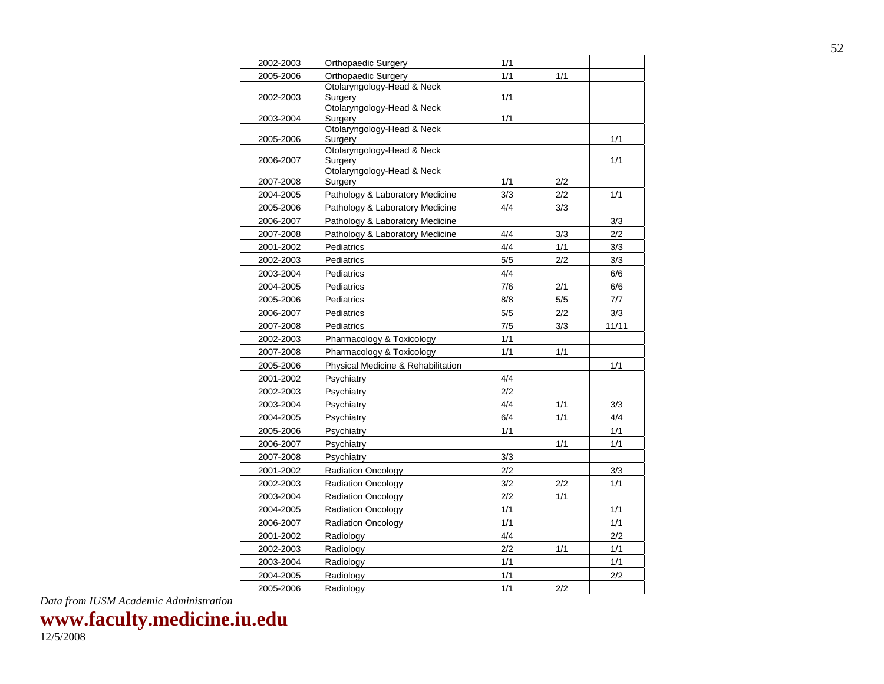| | | | | |
|---|---|---|---|---|
| 2002-2003 | Orthopaedic Surgery | 1/1 | | |
| 2005-2006 | Orthopaedic Surgery | 1/1 | 1/1 | |
| 2002-2003 | Otolaryngology-Head & Neck Surgery | 1/1 | | |
| 2003-2004 | Otolaryngology-Head & Neck Surgery | 1/1 | | |
| 2005-2006 | Otolaryngology-Head & Neck Surgery | | | 1/1 |
| 2006-2007 | Otolaryngology-Head & Neck Surgery | | | 1/1 |
| 2007-2008 | Otolaryngology-Head & Neck Surgery | 1/1 | 2/2 | |
| 2004-2005 | Pathology & Laboratory Medicine | 3/3 | 2/2 | 1/1 |
| 2005-2006 | Pathology & Laboratory Medicine | 4/4 | 3/3 | |
| 2006-2007 | Pathology & Laboratory Medicine | | | 3/3 |
| 2007-2008 | Pathology & Laboratory Medicine | 4/4 | 3/3 | 2/2 |
| 2001-2002 | Pediatrics | 4/4 | 1/1 | 3/3 |
| 2002-2003 | Pediatrics | 5/5 | 2/2 | 3/3 |
| 2003-2004 | Pediatrics | 4/4 | | 6/6 |
| 2004-2005 | Pediatrics | 7/6 | 2/1 | 6/6 |
| 2005-2006 | Pediatrics | 8/8 | 5/5 | 7/7 |
| 2006-2007 | Pediatrics | 5/5 | 2/2 | 3/3 |
| 2007-2008 | Pediatrics | 7/5 | 3/3 | 11/11 |
| 2002-2003 | Pharmacology & Toxicology | 1/1 | | |
| 2007-2008 | Pharmacology & Toxicology | 1/1 | 1/1 | |
| 2005-2006 | Physical Medicine & Rehabilitation | | | 1/1 |
| 2001-2002 | Psychiatry | 4/4 | | |
| 2002-2003 | Psychiatry | 2/2 | | |
| 2003-2004 | Psychiatry | 4/4 | 1/1 | 3/3 |
| 2004-2005 | Psychiatry | 6/4 | 1/1 | 4/4 |
| 2005-2006 | Psychiatry | 1/1 | | 1/1 |
| 2006-2007 | Psychiatry | | 1/1 | 1/1 |
| 2007-2008 | Psychiatry | 3/3 | | |
| 2001-2002 | Radiation Oncology | 2/2 | | 3/3 |
| 2002-2003 | Radiation Oncology | 3/2 | 2/2 | 1/1 |
| 2003-2004 | Radiation Oncology | 2/2 | 1/1 | |
| 2004-2005 | Radiation Oncology | 1/1 | | 1/1 |
| 2006-2007 | Radiation Oncology | 1/1 | | 1/1 |
| 2001-2002 | Radiology | 4/4 | | 2/2 |
| 2002-2003 | Radiology | 2/2 | 1/1 | 1/1 |
| 2003-2004 | Radiology | 1/1 | | 1/1 |
| 2004-2005 | Radiology | 1/1 | | 2/2 |
| 2005-2006 | Radiology | 1/1 | 2/2 | |

*Data from IUSM Academic Administration*

**www.faculty.medicine.iu.edu**

12/5/2008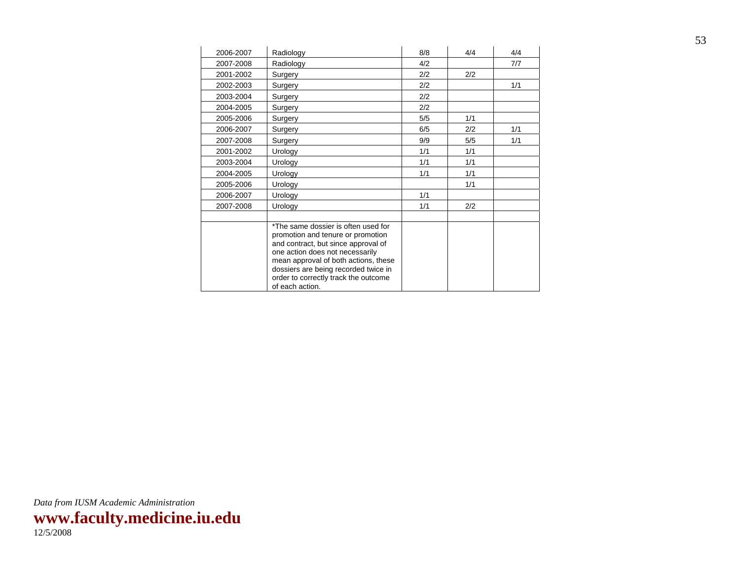| | | | | |
|---|---|---|---|---|
| 2006-2007 | Radiology | 8/8 | 4/4 | 4/4 |
| 2007-2008 | Radiology | 4/2 | | 7/7 |
| 2001-2002 | Surgery | 2/2 | 2/2 | |
| 2002-2003 | Surgery | 2/2 | | 1/1 |
| 2003-2004 | Surgery | 2/2 | | |
| 2004-2005 | Surgery | 2/2 | | |
| 2005-2006 | Surgery | 5/5 | 1/1 | |
| 2006-2007 | Surgery | 6/5 | 2/2 | 1/1 |
| 2007-2008 | Surgery | 9/9 | 5/5 | 1/1 |
| 2001-2002 | Urology | 1/1 | 1/1 | |
| 2003-2004 | Urology | 1/1 | 1/1 | |
| 2004-2005 | Urology | 1/1 | 1/1 | |
| 2005-2006 | Urology | | 1/1 | |
| 2006-2007 | Urology | 1/1 | | |
| 2007-2008 | Urology | 1/1 | 2/2 | |
| | | | | |
| | *The same dossier is often used for promotion and tenure or promotion and contract, but since approval of one action does not necessarily mean approval of both actions, these dossiers are being recorded twice in order to correctly track the outcome of each action. | | | |

*Data from IUSM Academic Administration*

**www.faculty.medicine.iu.edu**

12/5/2008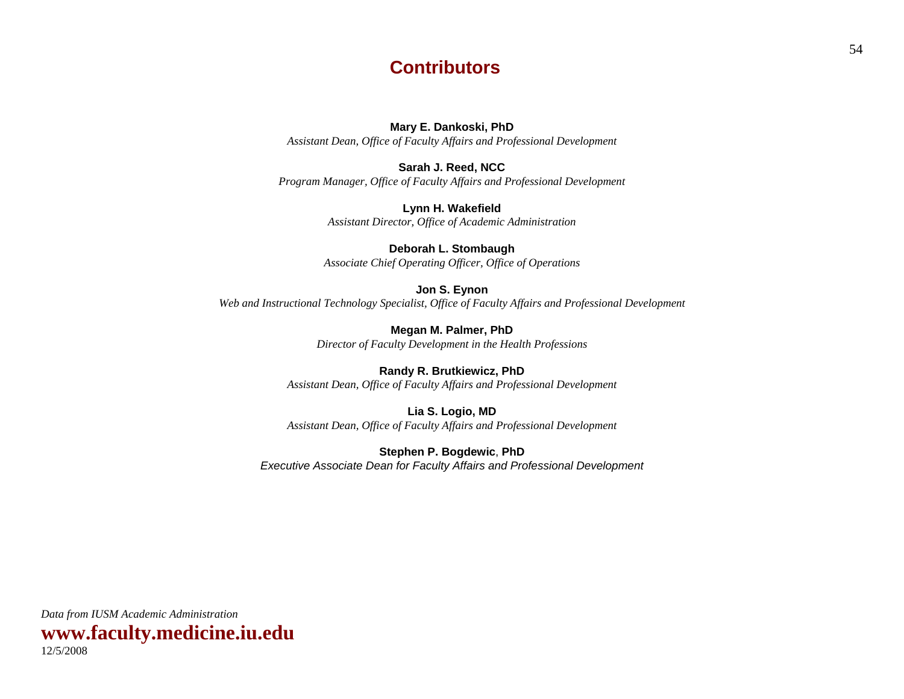# Contributors

**Mary E. Dankoski, PhD**
*Assistant Dean, Office of Faculty Affairs and Professional Development*

**Sarah J. Reed, NCC**
*Program Manager, Office of Faculty Affairs and Professional Development*

**Lynn H. Wakefield**
*Assistant Director, Office of Academic Administration*

**Deborah L. Stombaugh**
*Associate Chief Operating Officer, Office of Operations*

**Jon S. Eynon**
*Web and Instructional Technology Specialist, Office of Faculty Affairs and Professional Development*

**Megan M. Palmer, PhD**
*Director of Faculty Development in the Health Professions*

**Randy R. Brutkiewicz, PhD**
*Assistant Dean, Office of Faculty Affairs and Professional Development*

**Lia S. Logio, MD**
*Assistant Dean, Office of Faculty Affairs and Professional Development*

**Stephen P. Bogdewic, PhD**
*Executive Associate Dean for Faculty Affairs and Professional Development*

*Data from IUSM Academic Administration*
**www.faculty.medicine.iu.edu**
12/5/2008